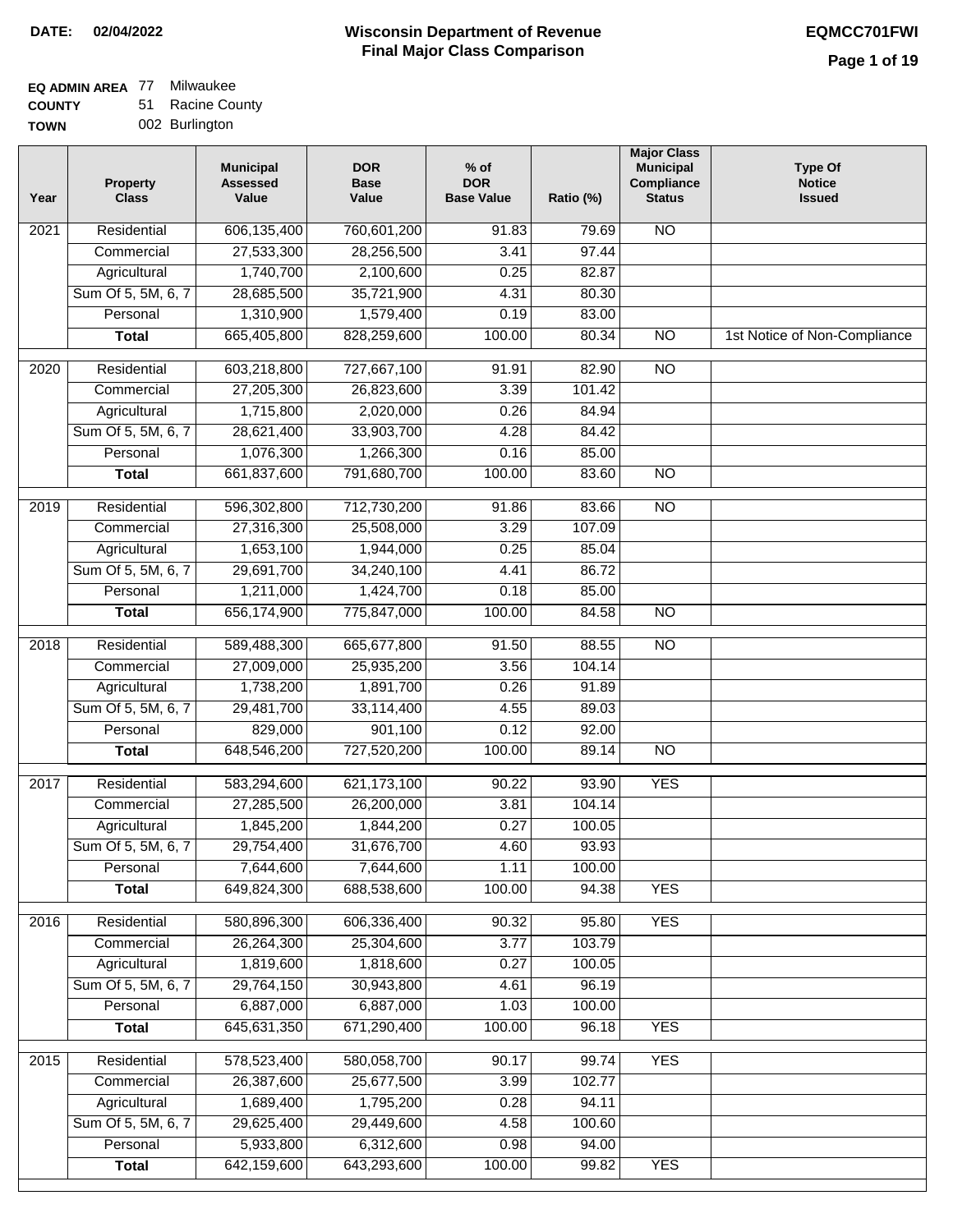**DATE: 02/04/2022**

# Wisconsin Department of Revenue
## Final Major Class Comparison

**EQMCC701FWI**

**EQ ADMIN AREA** 77 Milwaukee
**COUNTY** 51 Racine County
**TOWN** 002 Burlington

| Year | Property Class | Municipal Assessed Value | DOR Base Value | % of DOR Base Value | Ratio (%) | Major Class Municipal Compliance Status | Type Of Notice Issued |
|---|---|---|---|---|---|---|---|
| 2021 | Residential | 606,135,400 | 760,601,200 | 91.83 | 79.69 | NO | |
| | Commercial | 27,533,300 | 28,256,500 | 3.41 | 97.44 | | |
| | Agricultural | 1,740,700 | 2,100,600 | 0.25 | 82.87 | | |
| | Sum Of 5, 5M, 6, 7 | 28,685,500 | 35,721,900 | 4.31 | 80.30 | | |
| | Personal | 1,310,900 | 1,579,400 | 0.19 | 83.00 | | |
| | **Total** | 665,405,800 | 828,259,600 | 100.00 | 80.34 | NO | 1st Notice of Non-Compliance |
| 2020 | Residential | 603,218,800 | 727,667,100 | 91.91 | 82.90 | NO | |
| | Commercial | 27,205,300 | 26,823,600 | 3.39 | 101.42 | | |
| | Agricultural | 1,715,800 | 2,020,000 | 0.26 | 84.94 | | |
| | Sum Of 5, 5M, 6, 7 | 28,621,400 | 33,903,700 | 4.28 | 84.42 | | |
| | Personal | 1,076,300 | 1,266,300 | 0.16 | 85.00 | | |
| | **Total** | 661,837,600 | 791,680,700 | 100.00 | 83.60 | NO | |
| 2019 | Residential | 596,302,800 | 712,730,200 | 91.86 | 83.66 | NO | |
| | Commercial | 27,316,300 | 25,508,000 | 3.29 | 107.09 | | |
| | Agricultural | 1,653,100 | 1,944,000 | 0.25 | 85.04 | | |
| | Sum Of 5, 5M, 6, 7 | 29,691,700 | 34,240,100 | 4.41 | 86.72 | | |
| | Personal | 1,211,000 | 1,424,700 | 0.18 | 85.00 | | |
| | **Total** | 656,174,900 | 775,847,000 | 100.00 | 84.58 | NO | |
| 2018 | Residential | 589,488,300 | 665,677,800 | 91.50 | 88.55 | NO | |
| | Commercial | 27,009,000 | 25,935,200 | 3.56 | 104.14 | | |
| | Agricultural | 1,738,200 | 1,891,700 | 0.26 | 91.89 | | |
| | Sum Of 5, 5M, 6, 7 | 29,481,700 | 33,114,400 | 4.55 | 89.03 | | |
| | Personal | 829,000 | 901,100 | 0.12 | 92.00 | | |
| | **Total** | 648,546,200 | 727,520,200 | 100.00 | 89.14 | NO | |
| 2017 | Residential | 583,294,600 | 621,173,100 | 90.22 | 93.90 | YES | |
| | Commercial | 27,285,500 | 26,200,000 | 3.81 | 104.14 | | |
| | Agricultural | 1,845,200 | 1,844,200 | 0.27 | 100.05 | | |
| | Sum Of 5, 5M, 6, 7 | 29,754,400 | 31,676,700 | 4.60 | 93.93 | | |
| | Personal | 7,644,600 | 7,644,600 | 1.11 | 100.00 | | |
| | **Total** | 649,824,300 | 688,538,600 | 100.00 | 94.38 | YES | |
| 2016 | Residential | 580,896,300 | 606,336,400 | 90.32 | 95.80 | YES | |
| | Commercial | 26,264,300 | 25,304,600 | 3.77 | 103.79 | | |
| | Agricultural | 1,819,600 | 1,818,600 | 0.27 | 100.05 | | |
| | Sum Of 5, 5M, 6, 7 | 29,764,150 | 30,943,800 | 4.61 | 96.19 | | |
| | Personal | 6,887,000 | 6,887,000 | 1.03 | 100.00 | | |
| | **Total** | 645,631,350 | 671,290,400 | 100.00 | 96.18 | YES | |
| 2015 | Residential | 578,523,400 | 580,058,700 | 90.17 | 99.74 | YES | |
| | Commercial | 26,387,600 | 25,677,500 | 3.99 | 102.77 | | |
| | Agricultural | 1,689,400 | 1,795,200 | 0.28 | 94.11 | | |
| | Sum Of 5, 5M, 6, 7 | 29,625,400 | 29,449,600 | 4.58 | 100.60 | | |
| | Personal | 5,933,800 | 6,312,600 | 0.98 | 94.00 | | |
| | **Total** | 642,159,600 | 643,293,600 | 100.00 | 99.82 | YES | |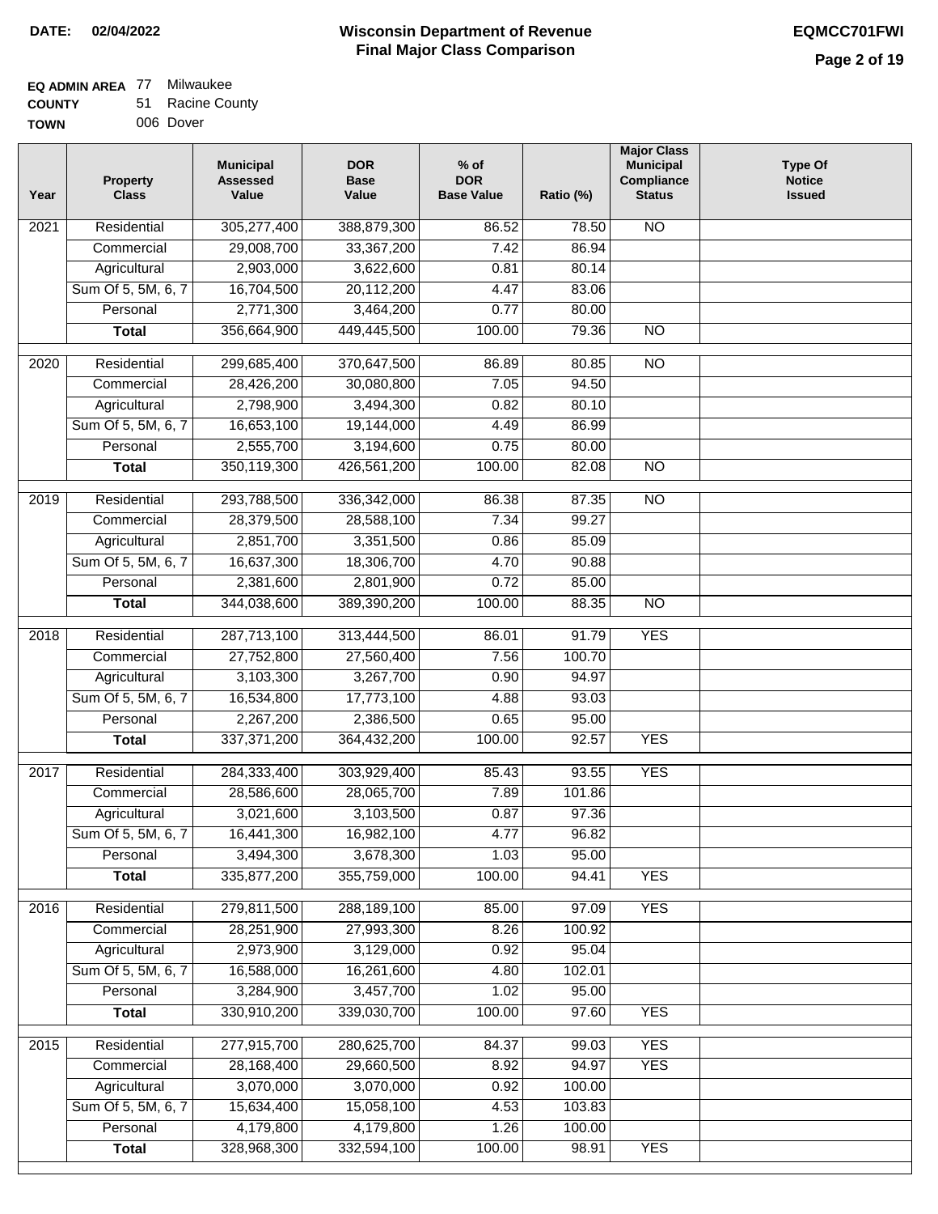**DATE:** 02/04/2022

# Wisconsin Department of Revenue
## Final Major Class Comparison

**EQMCC701FWI**

**EQ ADMIN AREA** 77 Milwaukee
**COUNTY** 51 Racine County
**TOWN** 006 Dover

| Year | Property Class | Municipal Assessed Value | DOR Base Value | % of DOR Base Value | Ratio (%) | Major Class Municipal Compliance Status | Type Of Notice Issued |
|---|---|---|---|---|---|---|---|
| 2021 | Residential | 305,277,400 | 388,879,300 | 86.52 | 78.50 | NO | |
| | Commercial | 29,008,700 | 33,367,200 | 7.42 | 86.94 | | |
| | Agricultural | 2,903,000 | 3,622,600 | 0.81 | 80.14 | | |
| | Sum Of 5, 5M, 6, 7 | 16,704,500 | 20,112,200 | 4.47 | 83.06 | | |
| | Personal | 2,771,300 | 3,464,200 | 0.77 | 80.00 | | |
| | **Total** | 356,664,900 | 449,445,500 | 100.00 | 79.36 | NO | |
| 2020 | Residential | 299,685,400 | 370,647,500 | 86.89 | 80.85 | NO | |
| | Commercial | 28,426,200 | 30,080,800 | 7.05 | 94.50 | | |
| | Agricultural | 2,798,900 | 3,494,300 | 0.82 | 80.10 | | |
| | Sum Of 5, 5M, 6, 7 | 16,653,100 | 19,144,000 | 4.49 | 86.99 | | |
| | Personal | 2,555,700 | 3,194,600 | 0.75 | 80.00 | | |
| | **Total** | 350,119,300 | 426,561,200 | 100.00 | 82.08 | NO | |
| 2019 | Residential | 293,788,500 | 336,342,000 | 86.38 | 87.35 | NO | |
| | Commercial | 28,379,500 | 28,588,100 | 7.34 | 99.27 | | |
| | Agricultural | 2,851,700 | 3,351,500 | 0.86 | 85.09 | | |
| | Sum Of 5, 5M, 6, 7 | 16,637,300 | 18,306,700 | 4.70 | 90.88 | | |
| | Personal | 2,381,600 | 2,801,900 | 0.72 | 85.00 | | |
| | **Total** | 344,038,600 | 389,390,200 | 100.00 | 88.35 | NO | |
| 2018 | Residential | 287,713,100 | 313,444,500 | 86.01 | 91.79 | YES | |
| | Commercial | 27,752,800 | 27,560,400 | 7.56 | 100.70 | | |
| | Agricultural | 3,103,300 | 3,267,700 | 0.90 | 94.97 | | |
| | Sum Of 5, 5M, 6, 7 | 16,534,800 | 17,773,100 | 4.88 | 93.03 | | |
| | Personal | 2,267,200 | 2,386,500 | 0.65 | 95.00 | | |
| | **Total** | 337,371,200 | 364,432,200 | 100.00 | 92.57 | YES | |
| 2017 | Residential | 284,333,400 | 303,929,400 | 85.43 | 93.55 | YES | |
| | Commercial | 28,586,600 | 28,065,700 | 7.89 | 101.86 | | |
| | Agricultural | 3,021,600 | 3,103,500 | 0.87 | 97.36 | | |
| | Sum Of 5, 5M, 6, 7 | 16,441,300 | 16,982,100 | 4.77 | 96.82 | | |
| | Personal | 3,494,300 | 3,678,300 | 1.03 | 95.00 | | |
| | **Total** | 335,877,200 | 355,759,000 | 100.00 | 94.41 | YES | |
| 2016 | Residential | 279,811,500 | 288,189,100 | 85.00 | 97.09 | YES | |
| | Commercial | 28,251,900 | 27,993,300 | 8.26 | 100.92 | | |
| | Agricultural | 2,973,900 | 3,129,000 | 0.92 | 95.04 | | |
| | Sum Of 5, 5M, 6, 7 | 16,588,000 | 16,261,600 | 4.80 | 102.01 | | |
| | Personal | 3,284,900 | 3,457,700 | 1.02 | 95.00 | | |
| | **Total** | 330,910,200 | 339,030,700 | 100.00 | 97.60 | YES | |
| 2015 | Residential | 277,915,700 | 280,625,700 | 84.37 | 99.03 | YES | |
| | Commercial | 28,168,400 | 29,660,500 | 8.92 | 94.97 | YES | |
| | Agricultural | 3,070,000 | 3,070,000 | 0.92 | 100.00 | | |
| | Sum Of 5, 5M, 6, 7 | 15,634,400 | 15,058,100 | 4.53 | 103.83 | | |
| | Personal | 4,179,800 | 4,179,800 | 1.26 | 100.00 | | |
| | **Total** | 328,968,300 | 332,594,100 | 100.00 | 98.91 | YES | |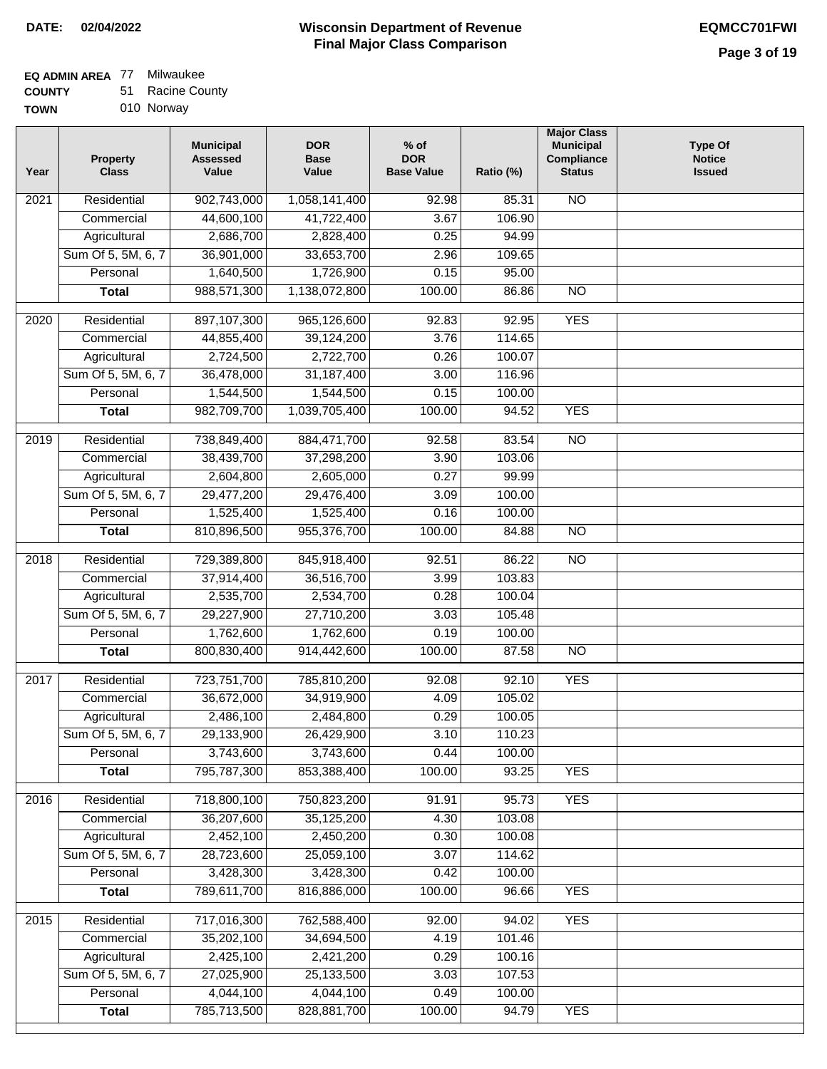**DATE: 02/04/2022**

# Wisconsin Department of Revenue
## Final Major Class Comparison

**EQMCC701FWI**

**EQ ADMIN AREA** 77 Milwaukee
**COUNTY** 51 Racine County
**TOWN** 010 Norway

| Year | Property Class | Municipal Assessed Value | DOR Base Value | % of DOR Base Value | Ratio (%) | Major Class Municipal Compliance Status | Type Of Notice Issued |
|---|---|---|---|---|---|---|---|
| 2021 | Residential | 902,743,000 | 1,058,141,400 | 92.98 | 85.31 | NO | |
| | Commercial | 44,600,100 | 41,722,400 | 3.67 | 106.90 | | |
| | Agricultural | 2,686,700 | 2,828,400 | 0.25 | 94.99 | | |
| | Sum Of 5, 5M, 6, 7 | 36,901,000 | 33,653,700 | 2.96 | 109.65 | | |
| | Personal | 1,640,500 | 1,726,900 | 0.15 | 95.00 | | |
| | **Total** | 988,571,300 | 1,138,072,800 | 100.00 | 86.86 | NO | |
| 2020 | Residential | 897,107,300 | 965,126,600 | 92.83 | 92.95 | YES | |
| | Commercial | 44,855,400 | 39,124,200 | 3.76 | 114.65 | | |
| | Agricultural | 2,724,500 | 2,722,700 | 0.26 | 100.07 | | |
| | Sum Of 5, 5M, 6, 7 | 36,478,000 | 31,187,400 | 3.00 | 116.96 | | |
| | Personal | 1,544,500 | 1,544,500 | 0.15 | 100.00 | | |
| | **Total** | 982,709,700 | 1,039,705,400 | 100.00 | 94.52 | YES | |
| 2019 | Residential | 738,849,400 | 884,471,700 | 92.58 | 83.54 | NO | |
| | Commercial | 38,439,700 | 37,298,200 | 3.90 | 103.06 | | |
| | Agricultural | 2,604,800 | 2,605,000 | 0.27 | 99.99 | | |
| | Sum Of 5, 5M, 6, 7 | 29,477,200 | 29,476,400 | 3.09 | 100.00 | | |
| | Personal | 1,525,400 | 1,525,400 | 0.16 | 100.00 | | |
| | **Total** | 810,896,500 | 955,376,700 | 100.00 | 84.88 | NO | |
| 2018 | Residential | 729,389,800 | 845,918,400 | 92.51 | 86.22 | NO | |
| | Commercial | 37,914,400 | 36,516,700 | 3.99 | 103.83 | | |
| | Agricultural | 2,535,700 | 2,534,700 | 0.28 | 100.04 | | |
| | Sum Of 5, 5M, 6, 7 | 29,227,900 | 27,710,200 | 3.03 | 105.48 | | |
| | Personal | 1,762,600 | 1,762,600 | 0.19 | 100.00 | | |
| | **Total** | 800,830,400 | 914,442,600 | 100.00 | 87.58 | NO | |
| 2017 | Residential | 723,751,700 | 785,810,200 | 92.08 | 92.10 | YES | |
| | Commercial | 36,672,000 | 34,919,900 | 4.09 | 105.02 | | |
| | Agricultural | 2,486,100 | 2,484,800 | 0.29 | 100.05 | | |
| | Sum Of 5, 5M, 6, 7 | 29,133,900 | 26,429,900 | 3.10 | 110.23 | | |
| | Personal | 3,743,600 | 3,743,600 | 0.44 | 100.00 | | |
| | **Total** | 795,787,300 | 853,388,400 | 100.00 | 93.25 | YES | |
| 2016 | Residential | 718,800,100 | 750,823,200 | 91.91 | 95.73 | YES | |
| | Commercial | 36,207,600 | 35,125,200 | 4.30 | 103.08 | | |
| | Agricultural | 2,452,100 | 2,450,200 | 0.30 | 100.08 | | |
| | Sum Of 5, 5M, 6, 7 | 28,723,600 | 25,059,100 | 3.07 | 114.62 | | |
| | Personal | 3,428,300 | 3,428,300 | 0.42 | 100.00 | | |
| | **Total** | 789,611,700 | 816,886,000 | 100.00 | 96.66 | YES | |
| 2015 | Residential | 717,016,300 | 762,588,400 | 92.00 | 94.02 | YES | |
| | Commercial | 35,202,100 | 34,694,500 | 4.19 | 101.46 | | |
| | Agricultural | 2,425,100 | 2,421,200 | 0.29 | 100.16 | | |
| | Sum Of 5, 5M, 6, 7 | 27,025,900 | 25,133,500 | 3.03 | 107.53 | | |
| | Personal | 4,044,100 | 4,044,100 | 0.49 | 100.00 | | |
| | **Total** | 785,713,500 | 828,881,700 | 100.00 | 94.79 | YES | |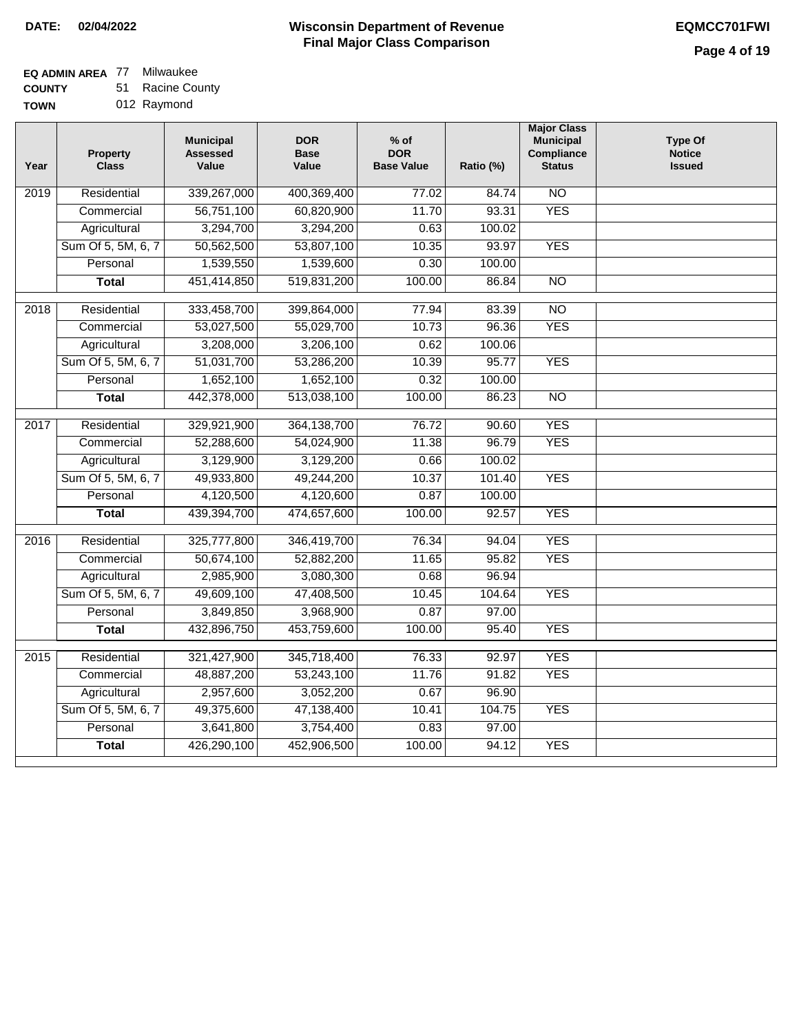**DATE:** 02/04/2022

# Wisconsin Department of Revenue
## Final Major Class Comparison

**EQMCC701FWI**

**EQ ADMIN AREA** 77 Milwaukee
**COUNTY** 51 Racine County
**TOWN** 012 Raymond

| Year | Property Class | Municipal Assessed Value | DOR Base Value | % of DOR Base Value | Ratio (%) | Major Class Municipal Compliance Status | Type Of Notice Issued |
|---|---|---|---|---|---|---|---|
| 2019 | Residential | 339,267,000 | 400,369,400 | 77.02 | 84.74 | NO | |
| | Commercial | 56,751,100 | 60,820,900 | 11.70 | 93.31 | YES | |
| | Agricultural | 3,294,700 | 3,294,200 | 0.63 | 100.02 | | |
| | Sum Of 5, 5M, 6, 7 | 50,562,500 | 53,807,100 | 10.35 | 93.97 | YES | |
| | Personal | 1,539,550 | 1,539,600 | 0.30 | 100.00 | | |
| | **Total** | 451,414,850 | 519,831,200 | 100.00 | 86.84 | NO | |
| 2018 | Residential | 333,458,700 | 399,864,000 | 77.94 | 83.39 | NO | |
| | Commercial | 53,027,500 | 55,029,700 | 10.73 | 96.36 | YES | |
| | Agricultural | 3,208,000 | 3,206,100 | 0.62 | 100.06 | | |
| | Sum Of 5, 5M, 6, 7 | 51,031,700 | 53,286,200 | 10.39 | 95.77 | YES | |
| | Personal | 1,652,100 | 1,652,100 | 0.32 | 100.00 | | |
| | **Total** | 442,378,000 | 513,038,100 | 100.00 | 86.23 | NO | |
| 2017 | Residential | 329,921,900 | 364,138,700 | 76.72 | 90.60 | YES | |
| | Commercial | 52,288,600 | 54,024,900 | 11.38 | 96.79 | YES | |
| | Agricultural | 3,129,900 | 3,129,200 | 0.66 | 100.02 | | |
| | Sum Of 5, 5M, 6, 7 | 49,933,800 | 49,244,200 | 10.37 | 101.40 | YES | |
| | Personal | 4,120,500 | 4,120,600 | 0.87 | 100.00 | | |
| | **Total** | 439,394,700 | 474,657,600 | 100.00 | 92.57 | YES | |
| 2016 | Residential | 325,777,800 | 346,419,700 | 76.34 | 94.04 | YES | |
| | Commercial | 50,674,100 | 52,882,200 | 11.65 | 95.82 | YES | |
| | Agricultural | 2,985,900 | 3,080,300 | 0.68 | 96.94 | | |
| | Sum Of 5, 5M, 6, 7 | 49,609,100 | 47,408,500 | 10.45 | 104.64 | YES | |
| | Personal | 3,849,850 | 3,968,900 | 0.87 | 97.00 | | |
| | **Total** | 432,896,750 | 453,759,600 | 100.00 | 95.40 | YES | |
| 2015 | Residential | 321,427,900 | 345,718,400 | 76.33 | 92.97 | YES | |
| | Commercial | 48,887,200 | 53,243,100 | 11.76 | 91.82 | YES | |
| | Agricultural | 2,957,600 | 3,052,200 | 0.67 | 96.90 | | |
| | Sum Of 5, 5M, 6, 7 | 49,375,600 | 47,138,400 | 10.41 | 104.75 | YES | |
| | Personal | 3,641,800 | 3,754,400 | 0.83 | 97.00 | | |
| | **Total** | 426,290,100 | 452,906,500 | 100.00 | 94.12 | YES | |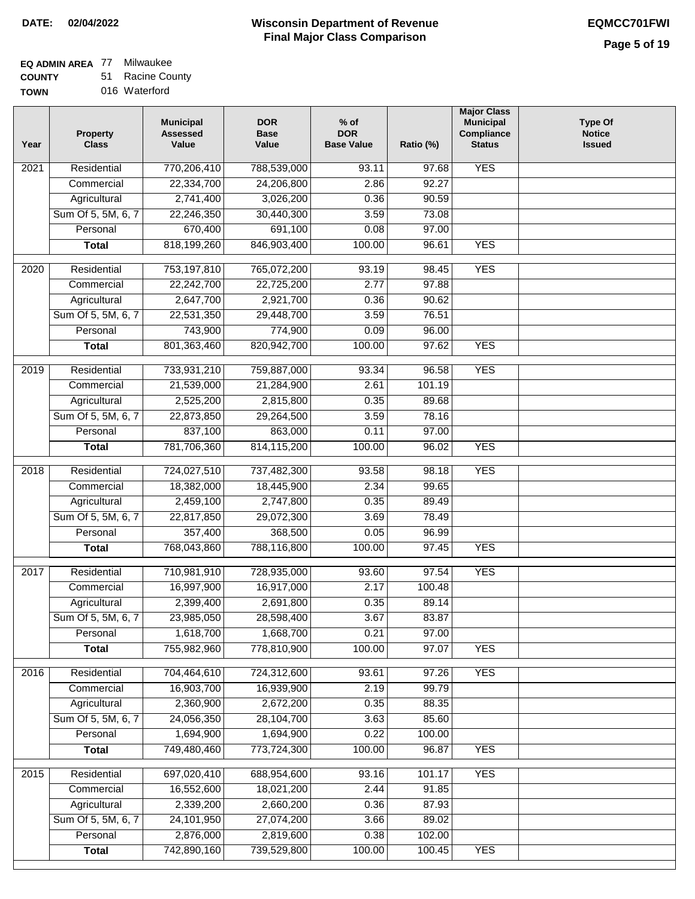**DATE:** 02/04/2022

# Wisconsin Department of Revenue
## Final Major Class Comparison

**EQMCC701FWI**

**EQ ADMIN AREA** 77 Milwaukee
**COUNTY** 51 Racine County
**TOWN** 016 Waterford

| Year | Property Class | Municipal Assessed Value | DOR Base Value | % of DOR Base Value | Ratio (%) | Major Class Municipal Compliance Status | Type Of Notice Issued |
|---|---|---|---|---|---|---|---|
| 2021 | Residential | 770,206,410 | 788,539,000 | 93.11 | 97.68 | YES | |
| | Commercial | 22,334,700 | 24,206,800 | 2.86 | 92.27 | | |
| | Agricultural | 2,741,400 | 3,026,200 | 0.36 | 90.59 | | |
| | Sum Of 5, 5M, 6, 7 | 22,246,350 | 30,440,300 | 3.59 | 73.08 | | |
| | Personal | 670,400 | 691,100 | 0.08 | 97.00 | | |
| | **Total** | 818,199,260 | 846,903,400 | 100.00 | 96.61 | YES | |
| 2020 | Residential | 753,197,810 | 765,072,200 | 93.19 | 98.45 | YES | |
| | Commercial | 22,242,700 | 22,725,200 | 2.77 | 97.88 | | |
| | Agricultural | 2,647,700 | 2,921,700 | 0.36 | 90.62 | | |
| | Sum Of 5, 5M, 6, 7 | 22,531,350 | 29,448,700 | 3.59 | 76.51 | | |
| | Personal | 743,900 | 774,900 | 0.09 | 96.00 | | |
| | **Total** | 801,363,460 | 820,942,700 | 100.00 | 97.62 | YES | |
| 2019 | Residential | 733,931,210 | 759,887,000 | 93.34 | 96.58 | YES | |
| | Commercial | 21,539,000 | 21,284,900 | 2.61 | 101.19 | | |
| | Agricultural | 2,525,200 | 2,815,800 | 0.35 | 89.68 | | |
| | Sum Of 5, 5M, 6, 7 | 22,873,850 | 29,264,500 | 3.59 | 78.16 | | |
| | Personal | 837,100 | 863,000 | 0.11 | 97.00 | | |
| | **Total** | 781,706,360 | 814,115,200 | 100.00 | 96.02 | YES | |
| 2018 | Residential | 724,027,510 | 737,482,300 | 93.58 | 98.18 | YES | |
| | Commercial | 18,382,000 | 18,445,900 | 2.34 | 99.65 | | |
| | Agricultural | 2,459,100 | 2,747,800 | 0.35 | 89.49 | | |
| | Sum Of 5, 5M, 6, 7 | 22,817,850 | 29,072,300 | 3.69 | 78.49 | | |
| | Personal | 357,400 | 368,500 | 0.05 | 96.99 | | |
| | **Total** | 768,043,860 | 788,116,800 | 100.00 | 97.45 | YES | |
| 2017 | Residential | 710,981,910 | 728,935,000 | 93.60 | 97.54 | YES | |
| | Commercial | 16,997,900 | 16,917,000 | 2.17 | 100.48 | | |
| | Agricultural | 2,399,400 | 2,691,800 | 0.35 | 89.14 | | |
| | Sum Of 5, 5M, 6, 7 | 23,985,050 | 28,598,400 | 3.67 | 83.87 | | |
| | Personal | 1,618,700 | 1,668,700 | 0.21 | 97.00 | | |
| | **Total** | 755,982,960 | 778,810,900 | 100.00 | 97.07 | YES | |
| 2016 | Residential | 704,464,610 | 724,312,600 | 93.61 | 97.26 | YES | |
| | Commercial | 16,903,700 | 16,939,900 | 2.19 | 99.79 | | |
| | Agricultural | 2,360,900 | 2,672,200 | 0.35 | 88.35 | | |
| | Sum Of 5, 5M, 6, 7 | 24,056,350 | 28,104,700 | 3.63 | 85.60 | | |
| | Personal | 1,694,900 | 1,694,900 | 0.22 | 100.00 | | |
| | **Total** | 749,480,460 | 773,724,300 | 100.00 | 96.87 | YES | |
| 2015 | Residential | 697,020,410 | 688,954,600 | 93.16 | 101.17 | YES | |
| | Commercial | 16,552,600 | 18,021,200 | 2.44 | 91.85 | | |
| | Agricultural | 2,339,200 | 2,660,200 | 0.36 | 87.93 | | |
| | Sum Of 5, 5M, 6, 7 | 24,101,950 | 27,074,200 | 3.66 | 89.02 | | |
| | Personal | 2,876,000 | 2,819,600 | 0.38 | 102.00 | | |
| | **Total** | 742,890,160 | 739,529,800 | 100.00 | 100.45 | YES | |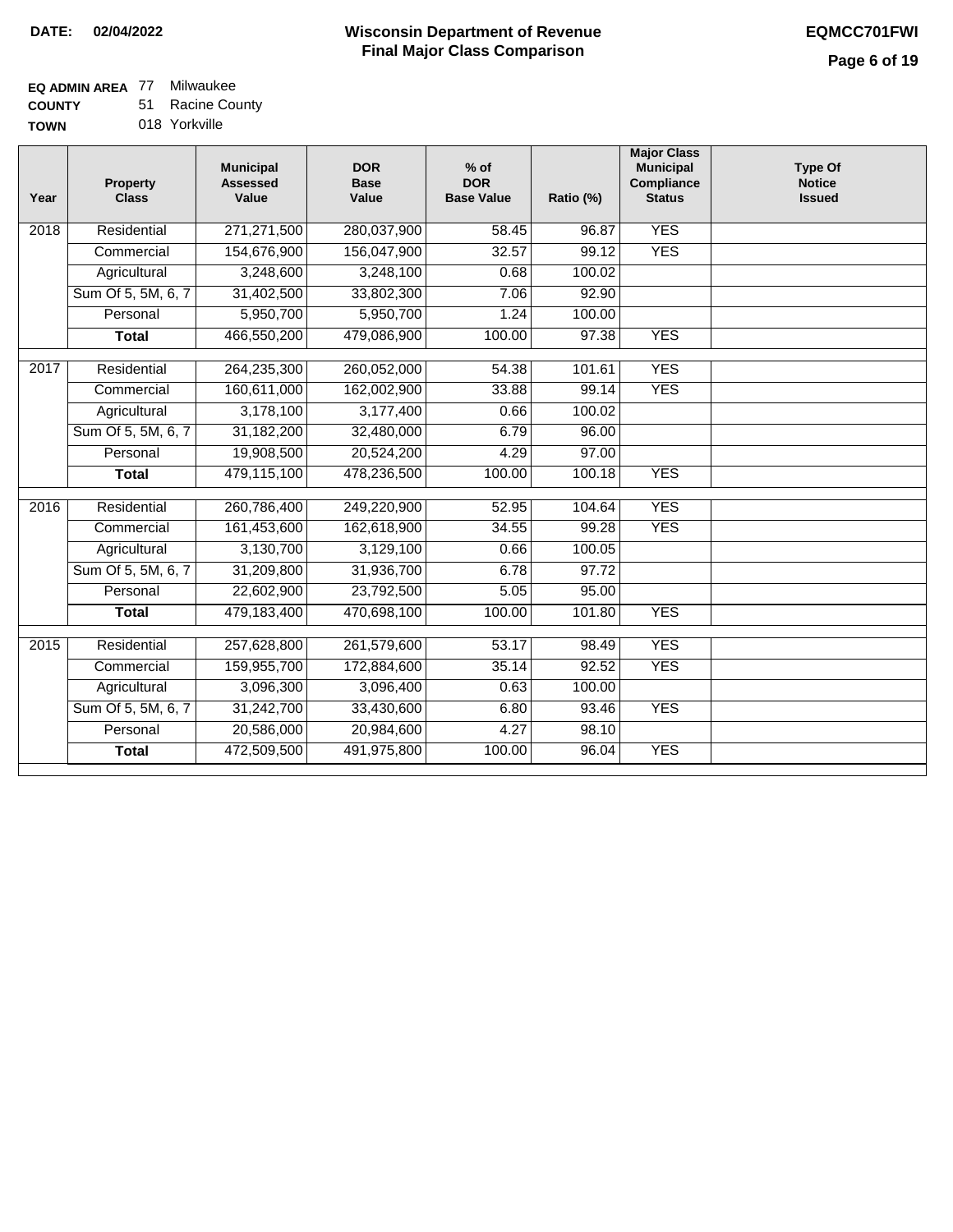**DATE:** 02/04/2022

# Wisconsin Department of Revenue
## Final Major Class Comparison

**EQMCC701FWI**

**EQ ADMIN AREA** 77 Milwaukee
**COUNTY** 51 Racine County
**TOWN** 018 Yorkville

| Year | Property Class | Municipal Assessed Value | DOR Base Value | % of DOR Base Value | Ratio (%) | Major Class Municipal Compliance Status | Type Of Notice Issued |
|---|---|---|---|---|---|---|---|
| 2018 | Residential | 271,271,500 | 280,037,900 | 58.45 | 96.87 | YES | |
| | Commercial | 154,676,900 | 156,047,900 | 32.57 | 99.12 | YES | |
| | Agricultural | 3,248,600 | 3,248,100 | 0.68 | 100.02 | | |
| | Sum Of 5, 5M, 6, 7 | 31,402,500 | 33,802,300 | 7.06 | 92.90 | | |
| | Personal | 5,950,700 | 5,950,700 | 1.24 | 100.00 | | |
| | **Total** | 466,550,200 | 479,086,900 | 100.00 | 97.38 | YES | |
| 2017 | Residential | 264,235,300 | 260,052,000 | 54.38 | 101.61 | YES | |
| | Commercial | 160,611,000 | 162,002,900 | 33.88 | 99.14 | YES | |
| | Agricultural | 3,178,100 | 3,177,400 | 0.66 | 100.02 | | |
| | Sum Of 5, 5M, 6, 7 | 31,182,200 | 32,480,000 | 6.79 | 96.00 | | |
| | Personal | 19,908,500 | 20,524,200 | 4.29 | 97.00 | | |
| | **Total** | 479,115,100 | 478,236,500 | 100.00 | 100.18 | YES | |
| 2016 | Residential | 260,786,400 | 249,220,900 | 52.95 | 104.64 | YES | |
| | Commercial | 161,453,600 | 162,618,900 | 34.55 | 99.28 | YES | |
| | Agricultural | 3,130,700 | 3,129,100 | 0.66 | 100.05 | | |
| | Sum Of 5, 5M, 6, 7 | 31,209,800 | 31,936,700 | 6.78 | 97.72 | | |
| | Personal | 22,602,900 | 23,792,500 | 5.05 | 95.00 | | |
| | **Total** | 479,183,400 | 470,698,100 | 100.00 | 101.80 | YES | |
| 2015 | Residential | 257,628,800 | 261,579,600 | 53.17 | 98.49 | YES | |
| | Commercial | 159,955,700 | 172,884,600 | 35.14 | 92.52 | YES | |
| | Agricultural | 3,096,300 | 3,096,400 | 0.63 | 100.00 | | |
| | Sum Of 5, 5M, 6, 7 | 31,242,700 | 33,430,600 | 6.80 | 93.46 | YES | |
| | Personal | 20,586,000 | 20,984,600 | 4.27 | 98.10 | | |
| | **Total** | 472,509,500 | 491,975,800 | 100.00 | 96.04 | YES | |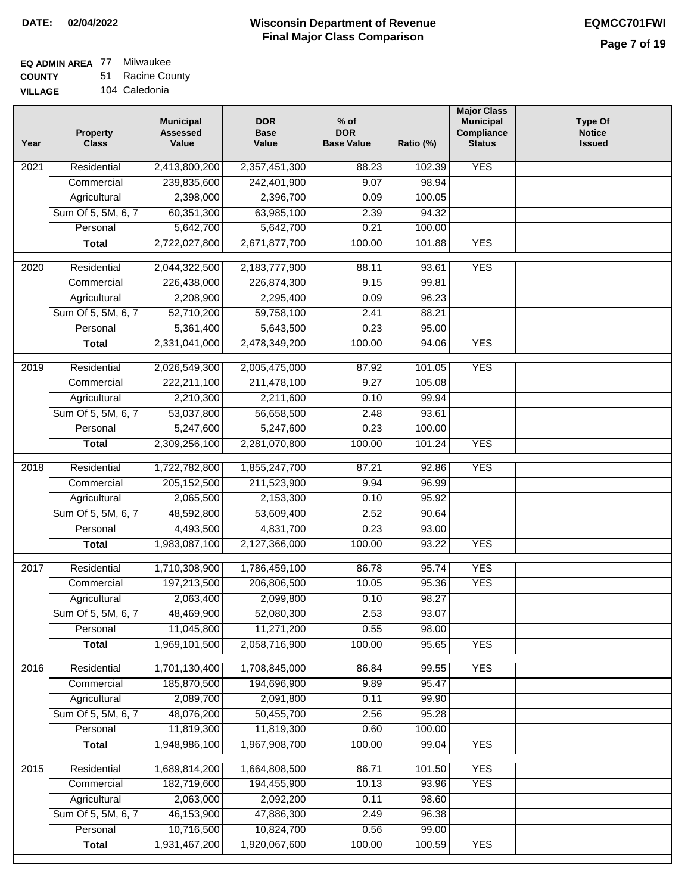**DATE: 02/04/2022**

# Wisconsin Department of Revenue
## Final Major Class Comparison

**EQMCC701FWI**

**EQ ADMIN AREA** 77 Milwaukee
**COUNTY** 51 Racine County
**VILLAGE** 104 Caledonia

| Year | Property Class | Municipal Assessed Value | DOR Base Value | % of DOR Base Value | Ratio (%) | Major Class Municipal Compliance Status | Type Of Notice Issued |
|---|---|---|---|---|---|---|---|
| 2021 | Residential | 2,413,800,200 | 2,357,451,300 | 88.23 | 102.39 | YES | |
| | Commercial | 239,835,600 | 242,401,900 | 9.07 | 98.94 | | |
| | Agricultural | 2,398,000 | 2,396,700 | 0.09 | 100.05 | | |
| | Sum Of 5, 5M, 6, 7 | 60,351,300 | 63,985,100 | 2.39 | 94.32 | | |
| | Personal | 5,642,700 | 5,642,700 | 0.21 | 100.00 | | |
| | **Total** | 2,722,027,800 | 2,671,877,700 | 100.00 | 101.88 | YES | |
| 2020 | Residential | 2,044,322,500 | 2,183,777,900 | 88.11 | 93.61 | YES | |
| | Commercial | 226,438,000 | 226,874,300 | 9.15 | 99.81 | | |
| | Agricultural | 2,208,900 | 2,295,400 | 0.09 | 96.23 | | |
| | Sum Of 5, 5M, 6, 7 | 52,710,200 | 59,758,100 | 2.41 | 88.21 | | |
| | Personal | 5,361,400 | 5,643,500 | 0.23 | 95.00 | | |
| | **Total** | 2,331,041,000 | 2,478,349,200 | 100.00 | 94.06 | YES | |
| 2019 | Residential | 2,026,549,300 | 2,005,475,000 | 87.92 | 101.05 | YES | |
| | Commercial | 222,211,100 | 211,478,100 | 9.27 | 105.08 | | |
| | Agricultural | 2,210,300 | 2,211,600 | 0.10 | 99.94 | | |
| | Sum Of 5, 5M, 6, 7 | 53,037,800 | 56,658,500 | 2.48 | 93.61 | | |
| | Personal | 5,247,600 | 5,247,600 | 0.23 | 100.00 | | |
| | **Total** | 2,309,256,100 | 2,281,070,800 | 100.00 | 101.24 | YES | |
| 2018 | Residential | 1,722,782,800 | 1,855,247,700 | 87.21 | 92.86 | YES | |
| | Commercial | 205,152,500 | 211,523,900 | 9.94 | 96.99 | | |
| | Agricultural | 2,065,500 | 2,153,300 | 0.10 | 95.92 | | |
| | Sum Of 5, 5M, 6, 7 | 48,592,800 | 53,609,400 | 2.52 | 90.64 | | |
| | Personal | 4,493,500 | 4,831,700 | 0.23 | 93.00 | | |
| | **Total** | 1,983,087,100 | 2,127,366,000 | 100.00 | 93.22 | YES | |
| 2017 | Residential | 1,710,308,900 | 1,786,459,100 | 86.78 | 95.74 | YES | |
| | Commercial | 197,213,500 | 206,806,500 | 10.05 | 95.36 | YES | |
| | Agricultural | 2,063,400 | 2,099,800 | 0.10 | 98.27 | | |
| | Sum Of 5, 5M, 6, 7 | 48,469,900 | 52,080,300 | 2.53 | 93.07 | | |
| | Personal | 11,045,800 | 11,271,200 | 0.55 | 98.00 | | |
| | **Total** | 1,969,101,500 | 2,058,716,900 | 100.00 | 95.65 | YES | |
| 2016 | Residential | 1,701,130,400 | 1,708,845,000 | 86.84 | 99.55 | YES | |
| | Commercial | 185,870,500 | 194,696,900 | 9.89 | 95.47 | | |
| | Agricultural | 2,089,700 | 2,091,800 | 0.11 | 99.90 | | |
| | Sum Of 5, 5M, 6, 7 | 48,076,200 | 50,455,700 | 2.56 | 95.28 | | |
| | Personal | 11,819,300 | 11,819,300 | 0.60 | 100.00 | | |
| | **Total** | 1,948,986,100 | 1,967,908,700 | 100.00 | 99.04 | YES | |
| 2015 | Residential | 1,689,814,200 | 1,664,808,500 | 86.71 | 101.50 | YES | |
| | Commercial | 182,719,600 | 194,455,900 | 10.13 | 93.96 | YES | |
| | Agricultural | 2,063,000 | 2,092,200 | 0.11 | 98.60 | | |
| | Sum Of 5, 5M, 6, 7 | 46,153,900 | 47,886,300 | 2.49 | 96.38 | | |
| | Personal | 10,716,500 | 10,824,700 | 0.56 | 99.00 | | |
| | **Total** | 1,931,467,200 | 1,920,067,600 | 100.00 | 100.59 | YES | |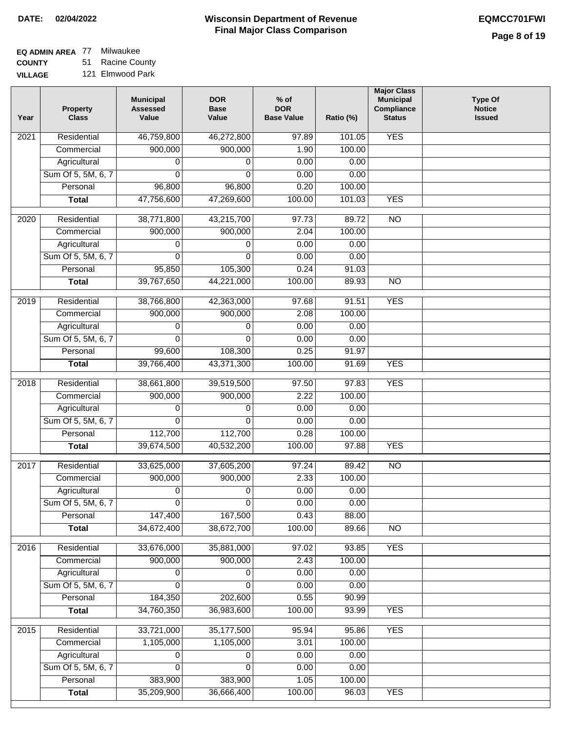**DATE: 02/04/2022**

# Wisconsin Department of Revenue
## Final Major Class Comparison

**EQMCC701FWI**

**EQ ADMIN AREA** 77 Milwaukee
**COUNTY** 51 Racine County
**VILLAGE** 121 Elmwood Park

| Year | Property Class | Municipal Assessed Value | DOR Base Value | % of DOR Base Value | Ratio (%) | Major Class Municipal Compliance Status | Type Of Notice Issued |
|---|---|---|---|---|---|---|---|
| 2021 | Residential | 46,759,800 | 46,272,800 | 97.89 | 101.05 | YES | |
| | Commercial | 900,000 | 900,000 | 1.90 | 100.00 | | |
| | Agricultural | 0 | 0 | 0.00 | 0.00 | | |
| | Sum Of 5, 5M, 6, 7 | 0 | 0 | 0.00 | 0.00 | | |
| | Personal | 96,800 | 96,800 | 0.20 | 100.00 | | |
| | **Total** | 47,756,600 | 47,269,600 | 100.00 | 101.03 | YES | |
| 2020 | Residential | 38,771,800 | 43,215,700 | 97.73 | 89.72 | NO | |
| | Commercial | 900,000 | 900,000 | 2.04 | 100.00 | | |
| | Agricultural | 0 | 0 | 0.00 | 0.00 | | |
| | Sum Of 5, 5M, 6, 7 | 0 | 0 | 0.00 | 0.00 | | |
| | Personal | 95,850 | 105,300 | 0.24 | 91.03 | | |
| | **Total** | 39,767,650 | 44,221,000 | 100.00 | 89.93 | NO | |
| 2019 | Residential | 38,766,800 | 42,363,000 | 97.68 | 91.51 | YES | |
| | Commercial | 900,000 | 900,000 | 2.08 | 100.00 | | |
| | Agricultural | 0 | 0 | 0.00 | 0.00 | | |
| | Sum Of 5, 5M, 6, 7 | 0 | 0 | 0.00 | 0.00 | | |
| | Personal | 99,600 | 108,300 | 0.25 | 91.97 | | |
| | **Total** | 39,766,400 | 43,371,300 | 100.00 | 91.69 | YES | |
| 2018 | Residential | 38,661,800 | 39,519,500 | 97.50 | 97.83 | YES | |
| | Commercial | 900,000 | 900,000 | 2.22 | 100.00 | | |
| | Agricultural | 0 | 0 | 0.00 | 0.00 | | |
| | Sum Of 5, 5M, 6, 7 | 0 | 0 | 0.00 | 0.00 | | |
| | Personal | 112,700 | 112,700 | 0.28 | 100.00 | | |
| | **Total** | 39,674,500 | 40,532,200 | 100.00 | 97.88 | YES | |
| 2017 | Residential | 33,625,000 | 37,605,200 | 97.24 | 89.42 | NO | |
| | Commercial | 900,000 | 900,000 | 2.33 | 100.00 | | |
| | Agricultural | 0 | 0 | 0.00 | 0.00 | | |
| | Sum Of 5, 5M, 6, 7 | 0 | 0 | 0.00 | 0.00 | | |
| | Personal | 147,400 | 167,500 | 0.43 | 88.00 | | |
| | **Total** | 34,672,400 | 38,672,700 | 100.00 | 89.66 | NO | |
| 2016 | Residential | 33,676,000 | 35,881,000 | 97.02 | 93.85 | YES | |
| | Commercial | 900,000 | 900,000 | 2.43 | 100.00 | | |
| | Agricultural | 0 | 0 | 0.00 | 0.00 | | |
| | Sum Of 5, 5M, 6, 7 | 0 | 0 | 0.00 | 0.00 | | |
| | Personal | 184,350 | 202,600 | 0.55 | 90.99 | | |
| | **Total** | 34,760,350 | 36,983,600 | 100.00 | 93.99 | YES | |
| 2015 | Residential | 33,721,000 | 35,177,500 | 95.94 | 95.86 | YES | |
| | Commercial | 1,105,000 | 1,105,000 | 3.01 | 100.00 | | |
| | Agricultural | 0 | 0 | 0.00 | 0.00 | | |
| | Sum Of 5, 5M, 6, 7 | 0 | 0 | 0.00 | 0.00 | | |
| | Personal | 383,900 | 383,900 | 1.05 | 100.00 | | |
| | **Total** | 35,209,900 | 36,666,400 | 100.00 | 96.03 | YES | |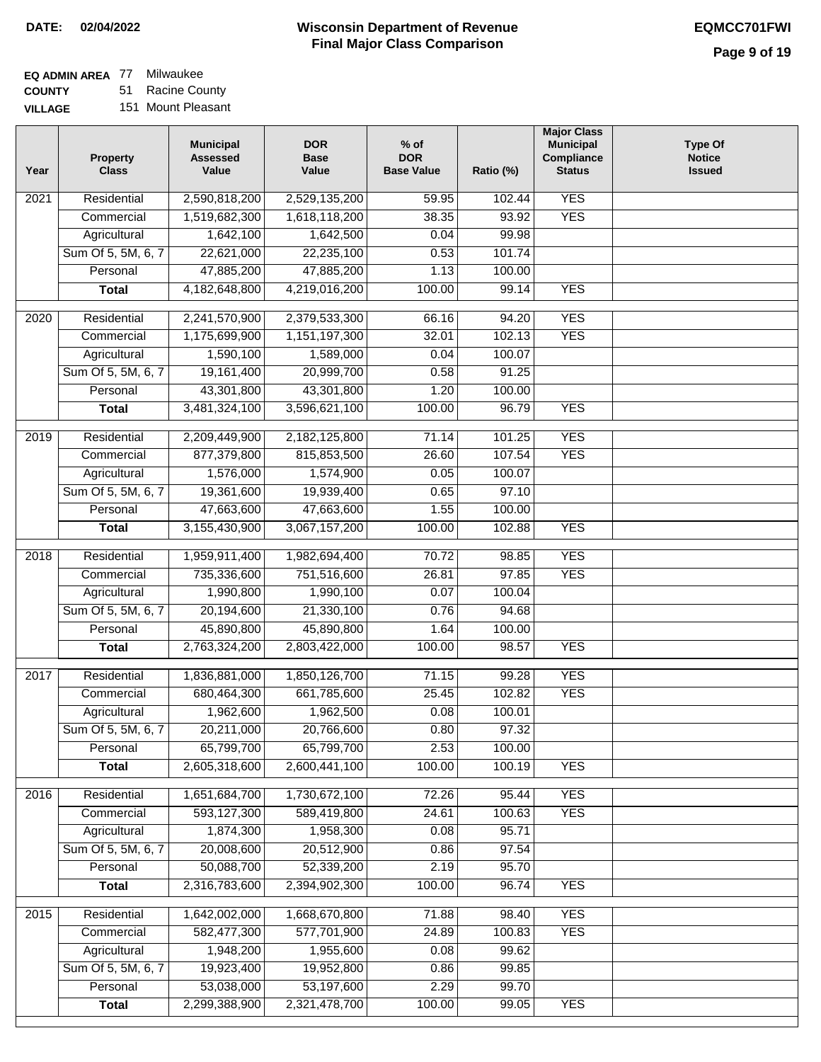**DATE: 02/04/2022**

# Wisconsin Department of Revenue
## Final Major Class Comparison

**EQMCC701FWI**

**EQ ADMIN AREA** 77 Milwaukee
**COUNTY** 51 Racine County
**VILLAGE** 151 Mount Pleasant

| Year | Property Class | Municipal Assessed Value | DOR Base Value | % of DOR Base Value | Ratio (%) | Major Class Municipal Compliance Status | Type Of Notice Issued |
|---|---|---|---|---|---|---|---|
| 2021 | Residential | 2,590,818,200 | 2,529,135,200 | 59.95 | 102.44 | YES | |
| | Commercial | 1,519,682,300 | 1,618,118,200 | 38.35 | 93.92 | YES | |
| | Agricultural | 1,642,100 | 1,642,500 | 0.04 | 99.98 | | |
| | Sum Of 5, 5M, 6, 7 | 22,621,000 | 22,235,100 | 0.53 | 101.74 | | |
| | Personal | 47,885,200 | 47,885,200 | 1.13 | 100.00 | | |
| | **Total** | 4,182,648,800 | 4,219,016,200 | 100.00 | 99.14 | YES | |
| 2020 | Residential | 2,241,570,900 | 2,379,533,300 | 66.16 | 94.20 | YES | |
| | Commercial | 1,175,699,900 | 1,151,197,300 | 32.01 | 102.13 | YES | |
| | Agricultural | 1,590,100 | 1,589,000 | 0.04 | 100.07 | | |
| | Sum Of 5, 5M, 6, 7 | 19,161,400 | 20,999,700 | 0.58 | 91.25 | | |
| | Personal | 43,301,800 | 43,301,800 | 1.20 | 100.00 | | |
| | **Total** | 3,481,324,100 | 3,596,621,100 | 100.00 | 96.79 | YES | |
| 2019 | Residential | 2,209,449,900 | 2,182,125,800 | 71.14 | 101.25 | YES | |
| | Commercial | 877,379,800 | 815,853,500 | 26.60 | 107.54 | YES | |
| | Agricultural | 1,576,000 | 1,574,900 | 0.05 | 100.07 | | |
| | Sum Of 5, 5M, 6, 7 | 19,361,600 | 19,939,400 | 0.65 | 97.10 | | |
| | Personal | 47,663,600 | 47,663,600 | 1.55 | 100.00 | | |
| | **Total** | 3,155,430,900 | 3,067,157,200 | 100.00 | 102.88 | YES | |
| 2018 | Residential | 1,959,911,400 | 1,982,694,400 | 70.72 | 98.85 | YES | |
| | Commercial | 735,336,600 | 751,516,600 | 26.81 | 97.85 | YES | |
| | Agricultural | 1,990,800 | 1,990,100 | 0.07 | 100.04 | | |
| | Sum Of 5, 5M, 6, 7 | 20,194,600 | 21,330,100 | 0.76 | 94.68 | | |
| | Personal | 45,890,800 | 45,890,800 | 1.64 | 100.00 | | |
| | **Total** | 2,763,324,200 | 2,803,422,000 | 100.00 | 98.57 | YES | |
| 2017 | Residential | 1,836,881,000 | 1,850,126,700 | 71.15 | 99.28 | YES | |
| | Commercial | 680,464,300 | 661,785,600 | 25.45 | 102.82 | YES | |
| | Agricultural | 1,962,600 | 1,962,500 | 0.08 | 100.01 | | |
| | Sum Of 5, 5M, 6, 7 | 20,211,000 | 20,766,600 | 0.80 | 97.32 | | |
| | Personal | 65,799,700 | 65,799,700 | 2.53 | 100.00 | | |
| | **Total** | 2,605,318,600 | 2,600,441,100 | 100.00 | 100.19 | YES | |
| 2016 | Residential | 1,651,684,700 | 1,730,672,100 | 72.26 | 95.44 | YES | |
| | Commercial | 593,127,300 | 589,419,800 | 24.61 | 100.63 | YES | |
| | Agricultural | 1,874,300 | 1,958,300 | 0.08 | 95.71 | | |
| | Sum Of 5, 5M, 6, 7 | 20,008,600 | 20,512,900 | 0.86 | 97.54 | | |
| | Personal | 50,088,700 | 52,339,200 | 2.19 | 95.70 | | |
| | **Total** | 2,316,783,600 | 2,394,902,300 | 100.00 | 96.74 | YES | |
| 2015 | Residential | 1,642,002,000 | 1,668,670,800 | 71.88 | 98.40 | YES | |
| | Commercial | 582,477,300 | 577,701,900 | 24.89 | 100.83 | YES | |
| | Agricultural | 1,948,200 | 1,955,600 | 0.08 | 99.62 | | |
| | Sum Of 5, 5M, 6, 7 | 19,923,400 | 19,952,800 | 0.86 | 99.85 | | |
| | Personal | 53,038,000 | 53,197,600 | 2.29 | 99.70 | | |
| | **Total** | 2,299,388,900 | 2,321,478,700 | 100.00 | 99.05 | YES | |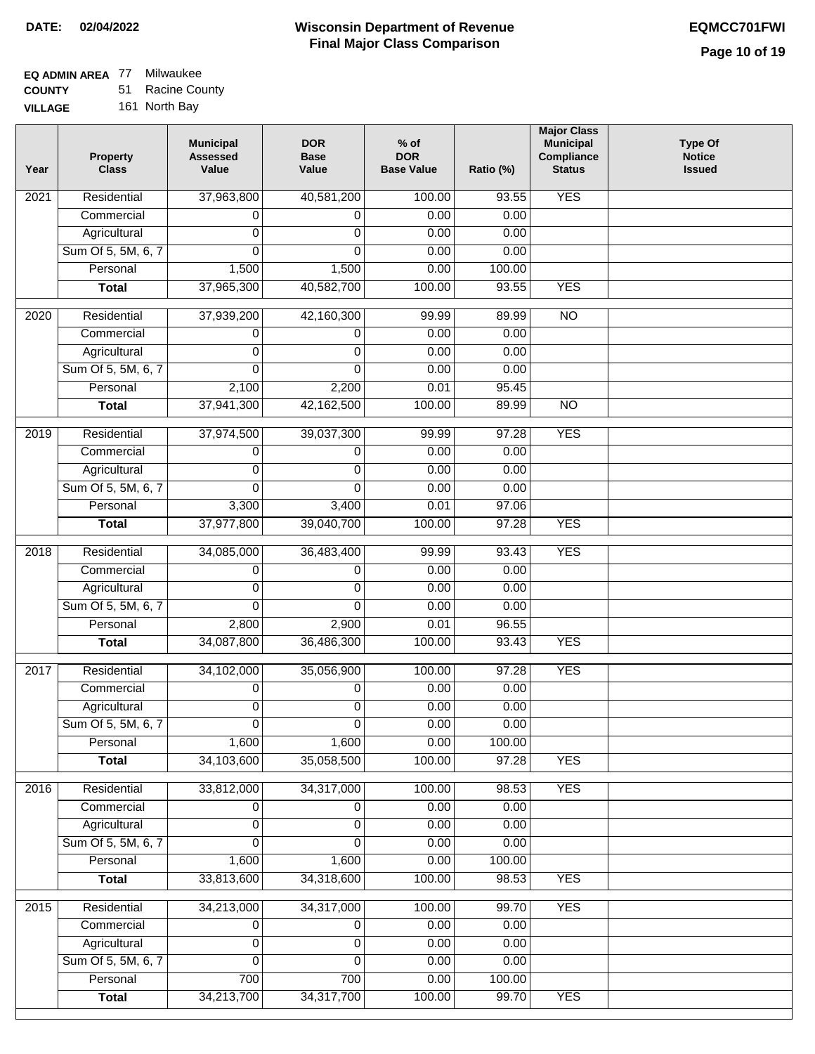**DATE:** 02/04/2022

# Wisconsin Department of Revenue
## Final Major Class Comparison

**EQMCC701FWI**

**EQ ADMIN AREA** 77 Milwaukee
**COUNTY** 51 Racine County
**VILLAGE** 161 North Bay

| Year | Property Class | Municipal Assessed Value | DOR Base Value | % of DOR Base Value | Ratio (%) | Major Class Municipal Compliance Status | Type Of Notice Issued |
|---|---|---|---|---|---|---|---|
| 2021 | Residential | 37,963,800 | 40,581,200 | 100.00 | 93.55 | YES | |
| | Commercial | 0 | 0 | 0.00 | 0.00 | | |
| | Agricultural | 0 | 0 | 0.00 | 0.00 | | |
| | Sum Of 5, 5M, 6, 7 | 0 | 0 | 0.00 | 0.00 | | |
| | Personal | 1,500 | 1,500 | 0.00 | 100.00 | | |
| | **Total** | 37,965,300 | 40,582,700 | 100.00 | 93.55 | YES | |
| 2020 | Residential | 37,939,200 | 42,160,300 | 99.99 | 89.99 | NO | |
| | Commercial | 0 | 0 | 0.00 | 0.00 | | |
| | Agricultural | 0 | 0 | 0.00 | 0.00 | | |
| | Sum Of 5, 5M, 6, 7 | 0 | 0 | 0.00 | 0.00 | | |
| | Personal | 2,100 | 2,200 | 0.01 | 95.45 | | |
| | **Total** | 37,941,300 | 42,162,500 | 100.00 | 89.99 | NO | |
| 2019 | Residential | 37,974,500 | 39,037,300 | 99.99 | 97.28 | YES | |
| | Commercial | 0 | 0 | 0.00 | 0.00 | | |
| | Agricultural | 0 | 0 | 0.00 | 0.00 | | |
| | Sum Of 5, 5M, 6, 7 | 0 | 0 | 0.00 | 0.00 | | |
| | Personal | 3,300 | 3,400 | 0.01 | 97.06 | | |
| | **Total** | 37,977,800 | 39,040,700 | 100.00 | 97.28 | YES | |
| 2018 | Residential | 34,085,000 | 36,483,400 | 99.99 | 93.43 | YES | |
| | Commercial | 0 | 0 | 0.00 | 0.00 | | |
| | Agricultural | 0 | 0 | 0.00 | 0.00 | | |
| | Sum Of 5, 5M, 6, 7 | 0 | 0 | 0.00 | 0.00 | | |
| | Personal | 2,800 | 2,900 | 0.01 | 96.55 | | |
| | **Total** | 34,087,800 | 36,486,300 | 100.00 | 93.43 | YES | |
| 2017 | Residential | 34,102,000 | 35,056,900 | 100.00 | 97.28 | YES | |
| | Commercial | 0 | 0 | 0.00 | 0.00 | | |
| | Agricultural | 0 | 0 | 0.00 | 0.00 | | |
| | Sum Of 5, 5M, 6, 7 | 0 | 0 | 0.00 | 0.00 | | |
| | Personal | 1,600 | 1,600 | 0.00 | 100.00 | | |
| | **Total** | 34,103,600 | 35,058,500 | 100.00 | 97.28 | YES | |
| 2016 | Residential | 33,812,000 | 34,317,000 | 100.00 | 98.53 | YES | |
| | Commercial | 0 | 0 | 0.00 | 0.00 | | |
| | Agricultural | 0 | 0 | 0.00 | 0.00 | | |
| | Sum Of 5, 5M, 6, 7 | 0 | 0 | 0.00 | 0.00 | | |
| | Personal | 1,600 | 1,600 | 0.00 | 100.00 | | |
| | **Total** | 33,813,600 | 34,318,600 | 100.00 | 98.53 | YES | |
| 2015 | Residential | 34,213,000 | 34,317,000 | 100.00 | 99.70 | YES | |
| | Commercial | 0 | 0 | 0.00 | 0.00 | | |
| | Agricultural | 0 | 0 | 0.00 | 0.00 | | |
| | Sum Of 5, 5M, 6, 7 | 0 | 0 | 0.00 | 0.00 | | |
| | Personal | 700 | 700 | 0.00 | 100.00 | | |
| | **Total** | 34,213,700 | 34,317,700 | 100.00 | 99.70 | YES | |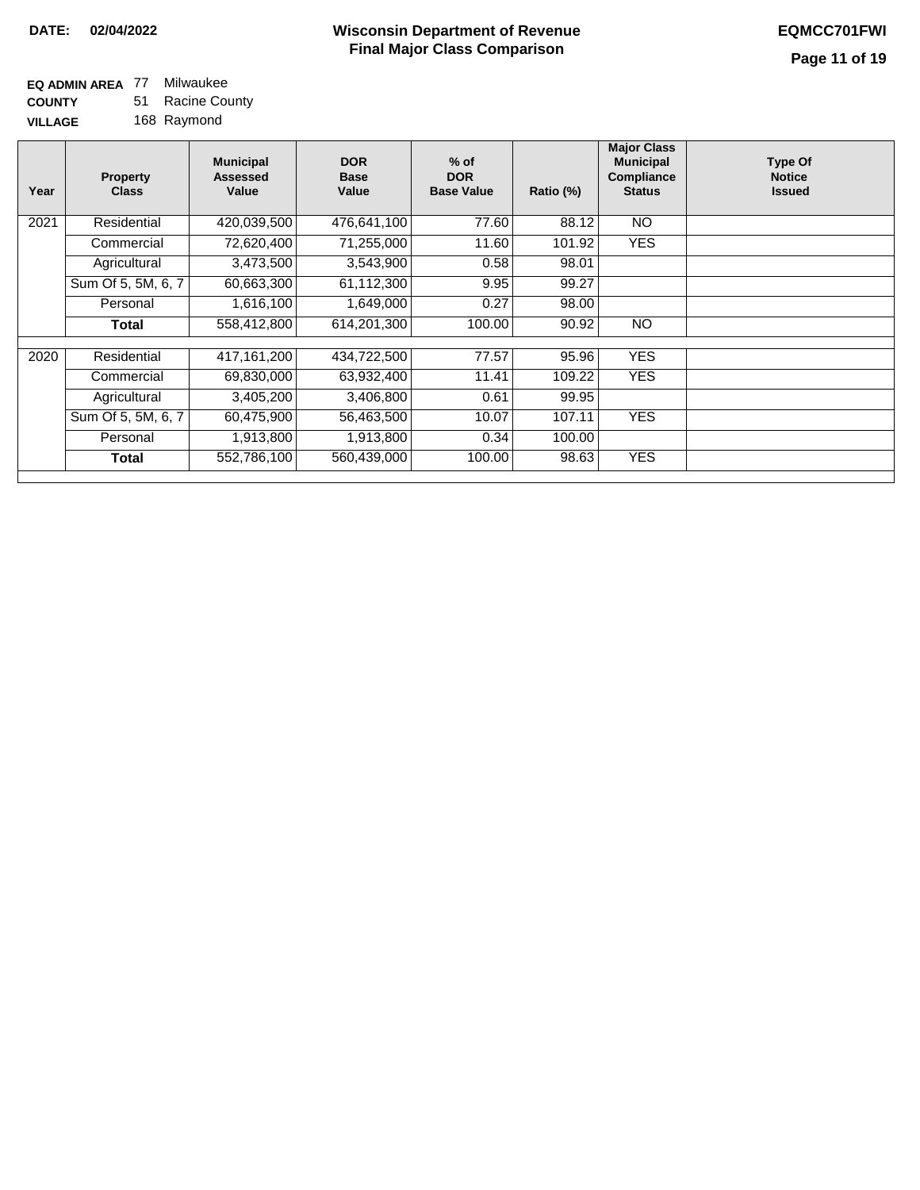**DATE:** 02/04/2022

# Wisconsin Department of Revenue
## Final Major Class Comparison

EQMCC701FWI

**EQ ADMIN AREA** 77 Milwaukee
**COUNTY** 51 Racine County
**VILLAGE** 168 Raymond

| Year | Property Class | Municipal Assessed Value | DOR Base Value | % of DOR Base Value | Ratio (%) | Major Class Municipal Compliance Status | Type Of Notice Issued |
|---|---|---|---|---|---|---|---|
| 2021 | Residential | 420,039,500 | 476,641,100 | 77.60 | 88.12 | NO | |
| | Commercial | 72,620,400 | 71,255,000 | 11.60 | 101.92 | YES | |
| | Agricultural | 3,473,500 | 3,543,900 | 0.58 | 98.01 | | |
| | Sum Of 5, 5M, 6, 7 | 60,663,300 | 61,112,300 | 9.95 | 99.27 | | |
| | Personal | 1,616,100 | 1,649,000 | 0.27 | 98.00 | | |
| | **Total** | 558,412,800 | 614,201,300 | 100.00 | 90.92 | NO | |
| 2020 | Residential | 417,161,200 | 434,722,500 | 77.57 | 95.96 | YES | |
| | Commercial | 69,830,000 | 63,932,400 | 11.41 | 109.22 | YES | |
| | Agricultural | 3,405,200 | 3,406,800 | 0.61 | 99.95 | | |
| | Sum Of 5, 5M, 6, 7 | 60,475,900 | 56,463,500 | 10.07 | 107.11 | YES | |
| | Personal | 1,913,800 | 1,913,800 | 0.34 | 100.00 | | |
| | **Total** | 552,786,100 | 560,439,000 | 100.00 | 98.63 | YES | |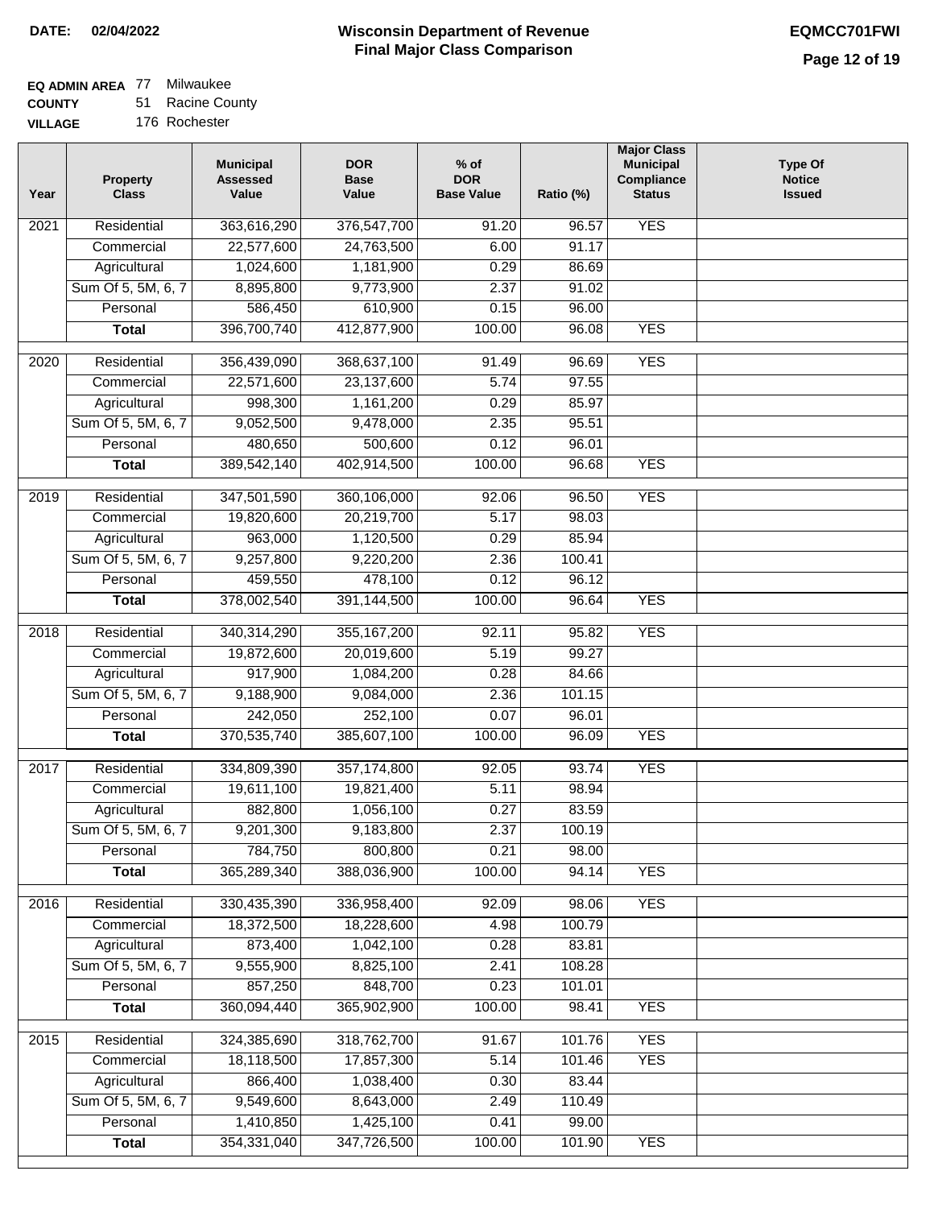**DATE: 02/04/2022**

# Wisconsin Department of Revenue
## Final Major Class Comparison

**EQMCC701FWI**

**EQ ADMIN AREA** 77 Milwaukee
**COUNTY** 51 Racine County
**VILLAGE** 176 Rochester

| Year | Property Class | Municipal Assessed Value | DOR Base Value | % of DOR Base Value | Ratio (%) | Major Class Municipal Compliance Status | Type Of Notice Issued |
|---|---|---|---|---|---|---|---|
| 2021 | Residential | 363,616,290 | 376,547,700 | 91.20 | 96.57 | YES | |
| | Commercial | 22,577,600 | 24,763,500 | 6.00 | 91.17 | | |
| | Agricultural | 1,024,600 | 1,181,900 | 0.29 | 86.69 | | |
| | Sum Of 5, 5M, 6, 7 | 8,895,800 | 9,773,900 | 2.37 | 91.02 | | |
| | Personal | 586,450 | 610,900 | 0.15 | 96.00 | | |
| | **Total** | 396,700,740 | 412,877,900 | 100.00 | 96.08 | YES | |
| 2020 | Residential | 356,439,090 | 368,637,100 | 91.49 | 96.69 | YES | |
| | Commercial | 22,571,600 | 23,137,600 | 5.74 | 97.55 | | |
| | Agricultural | 998,300 | 1,161,200 | 0.29 | 85.97 | | |
| | Sum Of 5, 5M, 6, 7 | 9,052,500 | 9,478,000 | 2.35 | 95.51 | | |
| | Personal | 480,650 | 500,600 | 0.12 | 96.01 | | |
| | **Total** | 389,542,140 | 402,914,500 | 100.00 | 96.68 | YES | |
| 2019 | Residential | 347,501,590 | 360,106,000 | 92.06 | 96.50 | YES | |
| | Commercial | 19,820,600 | 20,219,700 | 5.17 | 98.03 | | |
| | Agricultural | 963,000 | 1,120,500 | 0.29 | 85.94 | | |
| | Sum Of 5, 5M, 6, 7 | 9,257,800 | 9,220,200 | 2.36 | 100.41 | | |
| | Personal | 459,550 | 478,100 | 0.12 | 96.12 | | |
| | **Total** | 378,002,540 | 391,144,500 | 100.00 | 96.64 | YES | |
| 2018 | Residential | 340,314,290 | 355,167,200 | 92.11 | 95.82 | YES | |
| | Commercial | 19,872,600 | 20,019,600 | 5.19 | 99.27 | | |
| | Agricultural | 917,900 | 1,084,200 | 0.28 | 84.66 | | |
| | Sum Of 5, 5M, 6, 7 | 9,188,900 | 9,084,000 | 2.36 | 101.15 | | |
| | Personal | 242,050 | 252,100 | 0.07 | 96.01 | | |
| | **Total** | 370,535,740 | 385,607,100 | 100.00 | 96.09 | YES | |
| 2017 | Residential | 334,809,390 | 357,174,800 | 92.05 | 93.74 | YES | |
| | Commercial | 19,611,100 | 19,821,400 | 5.11 | 98.94 | | |
| | Agricultural | 882,800 | 1,056,100 | 0.27 | 83.59 | | |
| | Sum Of 5, 5M, 6, 7 | 9,201,300 | 9,183,800 | 2.37 | 100.19 | | |
| | Personal | 784,750 | 800,800 | 0.21 | 98.00 | | |
| | **Total** | 365,289,340 | 388,036,900 | 100.00 | 94.14 | YES | |
| 2016 | Residential | 330,435,390 | 336,958,400 | 92.09 | 98.06 | YES | |
| | Commercial | 18,372,500 | 18,228,600 | 4.98 | 100.79 | | |
| | Agricultural | 873,400 | 1,042,100 | 0.28 | 83.81 | | |
| | Sum Of 5, 5M, 6, 7 | 9,555,900 | 8,825,100 | 2.41 | 108.28 | | |
| | Personal | 857,250 | 848,700 | 0.23 | 101.01 | | |
| | **Total** | 360,094,440 | 365,902,900 | 100.00 | 98.41 | YES | |
| 2015 | Residential | 324,385,690 | 318,762,700 | 91.67 | 101.76 | YES | |
| | Commercial | 18,118,500 | 17,857,300 | 5.14 | 101.46 | YES | |
| | Agricultural | 866,400 | 1,038,400 | 0.30 | 83.44 | | |
| | Sum Of 5, 5M, 6, 7 | 9,549,600 | 8,643,000 | 2.49 | 110.49 | | |
| | Personal | 1,410,850 | 1,425,100 | 0.41 | 99.00 | | |
| | **Total** | 354,331,040 | 347,726,500 | 100.00 | 101.90 | YES | |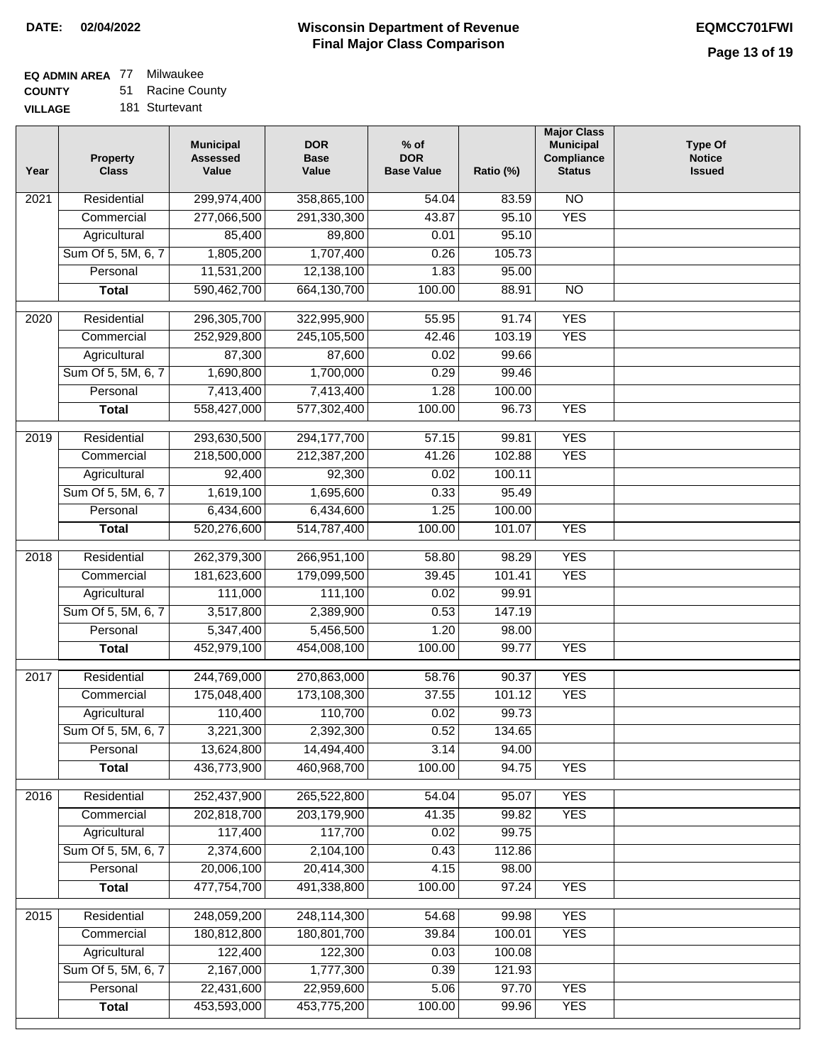**DATE:** 02/04/2022

# Wisconsin Department of Revenue
## Final Major Class Comparison

**EQMCC701FWI**

**EQ ADMIN AREA** 77 Milwaukee
**COUNTY** 51 Racine County
**VILLAGE** 181 Sturtevant

| Year | Property Class | Municipal Assessed Value | DOR Base Value | % of DOR Base Value | Ratio (%) | Major Class Municipal Compliance Status | Type Of Notice Issued |
|---|---|---|---|---|---|---|---|
| 2021 | Residential | 299,974,400 | 358,865,100 | 54.04 | 83.59 | NO | |
| | Commercial | 277,066,500 | 291,330,300 | 43.87 | 95.10 | YES | |
| | Agricultural | 85,400 | 89,800 | 0.01 | 95.10 | | |
| | Sum Of 5, 5M, 6, 7 | 1,805,200 | 1,707,400 | 0.26 | 105.73 | | |
| | Personal | 11,531,200 | 12,138,100 | 1.83 | 95.00 | | |
| | **Total** | 590,462,700 | 664,130,700 | 100.00 | 88.91 | NO | |
| 2020 | Residential | 296,305,700 | 322,995,900 | 55.95 | 91.74 | YES | |
| | Commercial | 252,929,800 | 245,105,500 | 42.46 | 103.19 | YES | |
| | Agricultural | 87,300 | 87,600 | 0.02 | 99.66 | | |
| | Sum Of 5, 5M, 6, 7 | 1,690,800 | 1,700,000 | 0.29 | 99.46 | | |
| | Personal | 7,413,400 | 7,413,400 | 1.28 | 100.00 | | |
| | **Total** | 558,427,000 | 577,302,400 | 100.00 | 96.73 | YES | |
| 2019 | Residential | 293,630,500 | 294,177,700 | 57.15 | 99.81 | YES | |
| | Commercial | 218,500,000 | 212,387,200 | 41.26 | 102.88 | YES | |
| | Agricultural | 92,400 | 92,300 | 0.02 | 100.11 | | |
| | Sum Of 5, 5M, 6, 7 | 1,619,100 | 1,695,600 | 0.33 | 95.49 | | |
| | Personal | 6,434,600 | 6,434,600 | 1.25 | 100.00 | | |
| | **Total** | 520,276,600 | 514,787,400 | 100.00 | 101.07 | YES | |
| 2018 | Residential | 262,379,300 | 266,951,100 | 58.80 | 98.29 | YES | |
| | Commercial | 181,623,600 | 179,099,500 | 39.45 | 101.41 | YES | |
| | Agricultural | 111,000 | 111,100 | 0.02 | 99.91 | | |
| | Sum Of 5, 5M, 6, 7 | 3,517,800 | 2,389,900 | 0.53 | 147.19 | | |
| | Personal | 5,347,400 | 5,456,500 | 1.20 | 98.00 | | |
| | **Total** | 452,979,100 | 454,008,100 | 100.00 | 99.77 | YES | |
| 2017 | Residential | 244,769,000 | 270,863,000 | 58.76 | 90.37 | YES | |
| | Commercial | 175,048,400 | 173,108,300 | 37.55 | 101.12 | YES | |
| | Agricultural | 110,400 | 110,700 | 0.02 | 99.73 | | |
| | Sum Of 5, 5M, 6, 7 | 3,221,300 | 2,392,300 | 0.52 | 134.65 | | |
| | Personal | 13,624,800 | 14,494,400 | 3.14 | 94.00 | | |
| | **Total** | 436,773,900 | 460,968,700 | 100.00 | 94.75 | YES | |
| 2016 | Residential | 252,437,900 | 265,522,800 | 54.04 | 95.07 | YES | |
| | Commercial | 202,818,700 | 203,179,900 | 41.35 | 99.82 | YES | |
| | Agricultural | 117,400 | 117,700 | 0.02 | 99.75 | | |
| | Sum Of 5, 5M, 6, 7 | 2,374,600 | 2,104,100 | 0.43 | 112.86 | | |
| | Personal | 20,006,100 | 20,414,300 | 4.15 | 98.00 | | |
| | **Total** | 477,754,700 | 491,338,800 | 100.00 | 97.24 | YES | |
| 2015 | Residential | 248,059,200 | 248,114,300 | 54.68 | 99.98 | YES | |
| | Commercial | 180,812,800 | 180,801,700 | 39.84 | 100.01 | YES | |
| | Agricultural | 122,400 | 122,300 | 0.03 | 100.08 | | |
| | Sum Of 5, 5M, 6, 7 | 2,167,000 | 1,777,300 | 0.39 | 121.93 | | |
| | Personal | 22,431,600 | 22,959,600 | 5.06 | 97.70 | YES | |
| | **Total** | 453,593,000 | 453,775,200 | 100.00 | 99.96 | YES | |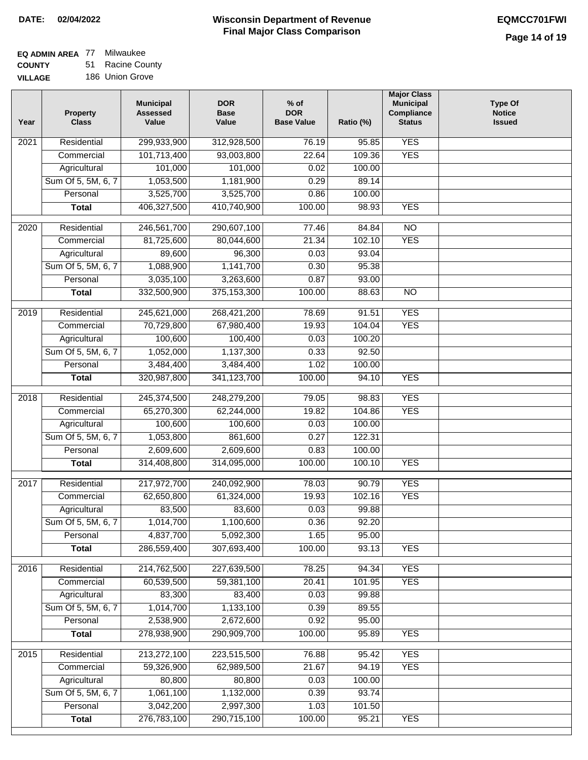**DATE:** 02/04/2022

# Wisconsin Department of Revenue
## Final Major Class Comparison

**EQMCC701FWI**

**EQ ADMIN AREA** 77 Milwaukee
**COUNTY** 51 Racine County
**VILLAGE** 186 Union Grove

| Year | Property Class | Municipal Assessed Value | DOR Base Value | % of DOR Base Value | Ratio (%) | Major Class Municipal Compliance Status | Type Of Notice Issued |
|---|---|---|---|---|---|---|---|
| 2021 | Residential | 299,933,900 | 312,928,500 | 76.19 | 95.85 | YES | |
| | Commercial | 101,713,400 | 93,003,800 | 22.64 | 109.36 | YES | |
| | Agricultural | 101,000 | 101,000 | 0.02 | 100.00 | | |
| | Sum Of 5, 5M, 6, 7 | 1,053,500 | 1,181,900 | 0.29 | 89.14 | | |
| | Personal | 3,525,700 | 3,525,700 | 0.86 | 100.00 | | |
| | **Total** | 406,327,500 | 410,740,900 | 100.00 | 98.93 | YES | |
| 2020 | Residential | 246,561,700 | 290,607,100 | 77.46 | 84.84 | NO | |
| | Commercial | 81,725,600 | 80,044,600 | 21.34 | 102.10 | YES | |
| | Agricultural | 89,600 | 96,300 | 0.03 | 93.04 | | |
| | Sum Of 5, 5M, 6, 7 | 1,088,900 | 1,141,700 | 0.30 | 95.38 | | |
| | Personal | 3,035,100 | 3,263,600 | 0.87 | 93.00 | | |
| | **Total** | 332,500,900 | 375,153,300 | 100.00 | 88.63 | NO | |
| 2019 | Residential | 245,621,000 | 268,421,200 | 78.69 | 91.51 | YES | |
| | Commercial | 70,729,800 | 67,980,400 | 19.93 | 104.04 | YES | |
| | Agricultural | 100,600 | 100,400 | 0.03 | 100.20 | | |
| | Sum Of 5, 5M, 6, 7 | 1,052,000 | 1,137,300 | 0.33 | 92.50 | | |
| | Personal | 3,484,400 | 3,484,400 | 1.02 | 100.00 | | |
| | **Total** | 320,987,800 | 341,123,700 | 100.00 | 94.10 | YES | |
| 2018 | Residential | 245,374,500 | 248,279,200 | 79.05 | 98.83 | YES | |
| | Commercial | 65,270,300 | 62,244,000 | 19.82 | 104.86 | YES | |
| | Agricultural | 100,600 | 100,600 | 0.03 | 100.00 | | |
| | Sum Of 5, 5M, 6, 7 | 1,053,800 | 861,600 | 0.27 | 122.31 | | |
| | Personal | 2,609,600 | 2,609,600 | 0.83 | 100.00 | | |
| | **Total** | 314,408,800 | 314,095,000 | 100.00 | 100.10 | YES | |
| 2017 | Residential | 217,972,700 | 240,092,900 | 78.03 | 90.79 | YES | |
| | Commercial | 62,650,800 | 61,324,000 | 19.93 | 102.16 | YES | |
| | Agricultural | 83,500 | 83,600 | 0.03 | 99.88 | | |
| | Sum Of 5, 5M, 6, 7 | 1,014,700 | 1,100,600 | 0.36 | 92.20 | | |
| | Personal | 4,837,700 | 5,092,300 | 1.65 | 95.00 | | |
| | **Total** | 286,559,400 | 307,693,400 | 100.00 | 93.13 | YES | |
| 2016 | Residential | 214,762,500 | 227,639,500 | 78.25 | 94.34 | YES | |
| | Commercial | 60,539,500 | 59,381,100 | 20.41 | 101.95 | YES | |
| | Agricultural | 83,300 | 83,400 | 0.03 | 99.88 | | |
| | Sum Of 5, 5M, 6, 7 | 1,014,700 | 1,133,100 | 0.39 | 89.55 | | |
| | Personal | 2,538,900 | 2,672,600 | 0.92 | 95.00 | | |
| | **Total** | 278,938,900 | 290,909,700 | 100.00 | 95.89 | YES | |
| 2015 | Residential | 213,272,100 | 223,515,500 | 76.88 | 95.42 | YES | |
| | Commercial | 59,326,900 | 62,989,500 | 21.67 | 94.19 | YES | |
| | Agricultural | 80,800 | 80,800 | 0.03 | 100.00 | | |
| | Sum Of 5, 5M, 6, 7 | 1,061,100 | 1,132,000 | 0.39 | 93.74 | | |
| | Personal | 3,042,200 | 2,997,300 | 1.03 | 101.50 | | |
| | **Total** | 276,783,100 | 290,715,100 | 100.00 | 95.21 | YES | |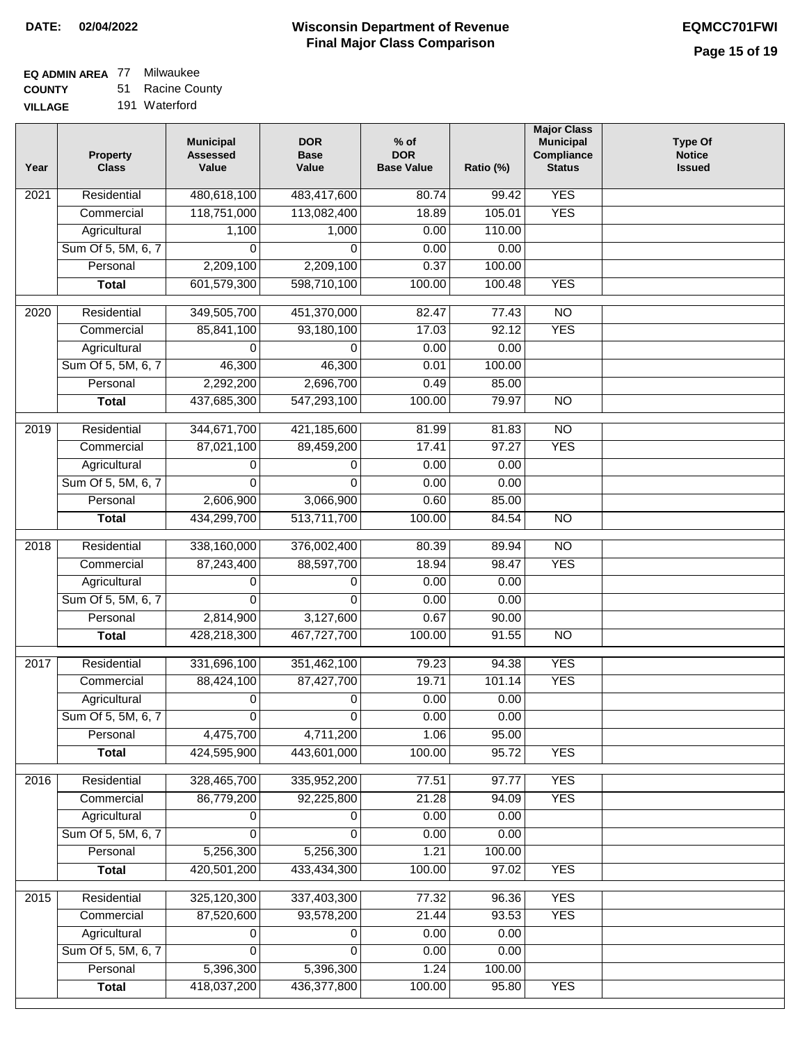**DATE:** 02/04/2022

# Wisconsin Department of Revenue
## Final Major Class Comparison

**EQMCC701FWI**

**EQ ADMIN AREA** 77 Milwaukee
**COUNTY** 51 Racine County
**VILLAGE** 191 Waterford

| Year | Property Class | Municipal Assessed Value | DOR Base Value | % of DOR Base Value | Ratio (%) | Major Class Municipal Compliance Status | Type Of Notice Issued |
|---|---|---|---|---|---|---|---|
| 2021 | Residential | 480,618,100 | 483,417,600 | 80.74 | 99.42 | YES | |
| | Commercial | 118,751,000 | 113,082,400 | 18.89 | 105.01 | YES | |
| | Agricultural | 1,100 | 1,000 | 0.00 | 110.00 | | |
| | Sum Of 5, 5M, 6, 7 | 0 | 0 | 0.00 | 0.00 | | |
| | Personal | 2,209,100 | 2,209,100 | 0.37 | 100.00 | | |
| | **Total** | 601,579,300 | 598,710,100 | 100.00 | 100.48 | YES | |
| 2020 | Residential | 349,505,700 | 451,370,000 | 82.47 | 77.43 | NO | |
| | Commercial | 85,841,100 | 93,180,100 | 17.03 | 92.12 | YES | |
| | Agricultural | 0 | 0 | 0.00 | 0.00 | | |
| | Sum Of 5, 5M, 6, 7 | 46,300 | 46,300 | 0.01 | 100.00 | | |
| | Personal | 2,292,200 | 2,696,700 | 0.49 | 85.00 | | |
| | **Total** | 437,685,300 | 547,293,100 | 100.00 | 79.97 | NO | |
| 2019 | Residential | 344,671,700 | 421,185,600 | 81.99 | 81.83 | NO | |
| | Commercial | 87,021,100 | 89,459,200 | 17.41 | 97.27 | YES | |
| | Agricultural | 0 | 0 | 0.00 | 0.00 | | |
| | Sum Of 5, 5M, 6, 7 | 0 | 0 | 0.00 | 0.00 | | |
| | Personal | 2,606,900 | 3,066,900 | 0.60 | 85.00 | | |
| | **Total** | 434,299,700 | 513,711,700 | 100.00 | 84.54 | NO | |
| 2018 | Residential | 338,160,000 | 376,002,400 | 80.39 | 89.94 | NO | |
| | Commercial | 87,243,400 | 88,597,700 | 18.94 | 98.47 | YES | |
| | Agricultural | 0 | 0 | 0.00 | 0.00 | | |
| | Sum Of 5, 5M, 6, 7 | 0 | 0 | 0.00 | 0.00 | | |
| | Personal | 2,814,900 | 3,127,600 | 0.67 | 90.00 | | |
| | **Total** | 428,218,300 | 467,727,700 | 100.00 | 91.55 | NO | |
| 2017 | Residential | 331,696,100 | 351,462,100 | 79.23 | 94.38 | YES | |
| | Commercial | 88,424,100 | 87,427,700 | 19.71 | 101.14 | YES | |
| | Agricultural | 0 | 0 | 0.00 | 0.00 | | |
| | Sum Of 5, 5M, 6, 7 | 0 | 0 | 0.00 | 0.00 | | |
| | Personal | 4,475,700 | 4,711,200 | 1.06 | 95.00 | | |
| | **Total** | 424,595,900 | 443,601,000 | 100.00 | 95.72 | YES | |
| 2016 | Residential | 328,465,700 | 335,952,200 | 77.51 | 97.77 | YES | |
| | Commercial | 86,779,200 | 92,225,800 | 21.28 | 94.09 | YES | |
| | Agricultural | 0 | 0 | 0.00 | 0.00 | | |
| | Sum Of 5, 5M, 6, 7 | 0 | 0 | 0.00 | 0.00 | | |
| | Personal | 5,256,300 | 5,256,300 | 1.21 | 100.00 | | |
| | **Total** | 420,501,200 | 433,434,300 | 100.00 | 97.02 | YES | |
| 2015 | Residential | 325,120,300 | 337,403,300 | 77.32 | 96.36 | YES | |
| | Commercial | 87,520,600 | 93,578,200 | 21.44 | 93.53 | YES | |
| | Agricultural | 0 | 0 | 0.00 | 0.00 | | |
| | Sum Of 5, 5M, 6, 7 | 0 | 0 | 0.00 | 0.00 | | |
| | Personal | 5,396,300 | 5,396,300 | 1.24 | 100.00 | | |
| | **Total** | 418,037,200 | 436,377,800 | 100.00 | 95.80 | YES | |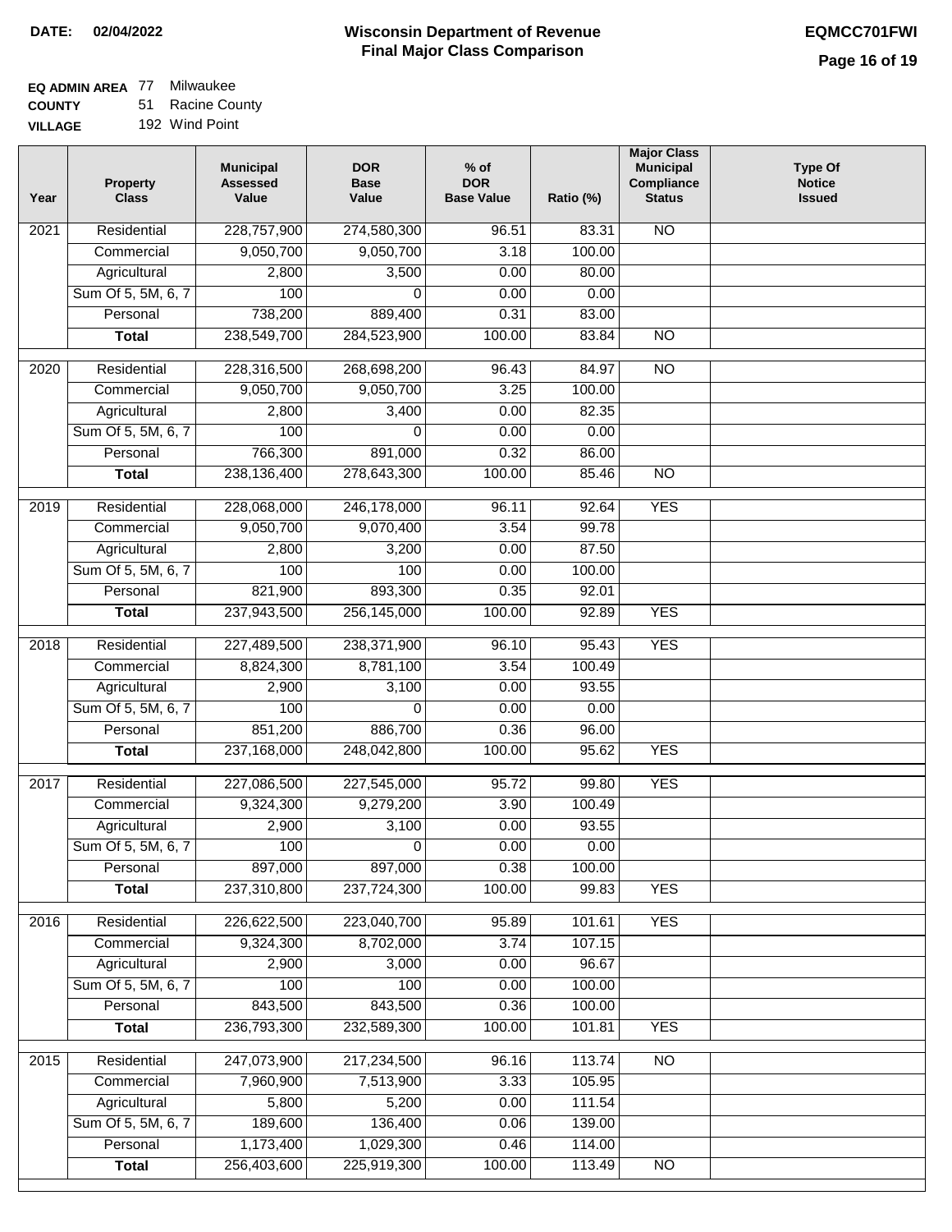**DATE:** 02/04/2022

# Wisconsin Department of Revenue
## Final Major Class Comparison

**EQMCC701FWI**

**EQ ADMIN AREA** 77 Milwaukee
**COUNTY** 51 Racine County
**VILLAGE** 192 Wind Point

| Year | Property Class | Municipal Assessed Value | DOR Base Value | % of DOR Base Value | Ratio (%) | Major Class Municipal Compliance Status | Type Of Notice Issued |
|---|---|---|---|---|---|---|---|
| 2021 | Residential | 228,757,900 | 274,580,300 | 96.51 | 83.31 | NO | |
| | Commercial | 9,050,700 | 9,050,700 | 3.18 | 100.00 | | |
| | Agricultural | 2,800 | 3,500 | 0.00 | 80.00 | | |
| | Sum Of 5, 5M, 6, 7 | 100 | 0 | 0.00 | 0.00 | | |
| | Personal | 738,200 | 889,400 | 0.31 | 83.00 | | |
| | **Total** | 238,549,700 | 284,523,900 | 100.00 | 83.84 | NO | |
| 2020 | Residential | 228,316,500 | 268,698,200 | 96.43 | 84.97 | NO | |
| | Commercial | 9,050,700 | 9,050,700 | 3.25 | 100.00 | | |
| | Agricultural | 2,800 | 3,400 | 0.00 | 82.35 | | |
| | Sum Of 5, 5M, 6, 7 | 100 | 0 | 0.00 | 0.00 | | |
| | Personal | 766,300 | 891,000 | 0.32 | 86.00 | | |
| | **Total** | 238,136,400 | 278,643,300 | 100.00 | 85.46 | NO | |
| 2019 | Residential | 228,068,000 | 246,178,000 | 96.11 | 92.64 | YES | |
| | Commercial | 9,050,700 | 9,070,400 | 3.54 | 99.78 | | |
| | Agricultural | 2,800 | 3,200 | 0.00 | 87.50 | | |
| | Sum Of 5, 5M, 6, 7 | 100 | 100 | 0.00 | 100.00 | | |
| | Personal | 821,900 | 893,300 | 0.35 | 92.01 | | |
| | **Total** | 237,943,500 | 256,145,000 | 100.00 | 92.89 | YES | |
| 2018 | Residential | 227,489,500 | 238,371,900 | 96.10 | 95.43 | YES | |
| | Commercial | 8,824,300 | 8,781,100 | 3.54 | 100.49 | | |
| | Agricultural | 2,900 | 3,100 | 0.00 | 93.55 | | |
| | Sum Of 5, 5M, 6, 7 | 100 | 0 | 0.00 | 0.00 | | |
| | Personal | 851,200 | 886,700 | 0.36 | 96.00 | | |
| | **Total** | 237,168,000 | 248,042,800 | 100.00 | 95.62 | YES | |
| 2017 | Residential | 227,086,500 | 227,545,000 | 95.72 | 99.80 | YES | |
| | Commercial | 9,324,300 | 9,279,200 | 3.90 | 100.49 | | |
| | Agricultural | 2,900 | 3,100 | 0.00 | 93.55 | | |
| | Sum Of 5, 5M, 6, 7 | 100 | 0 | 0.00 | 0.00 | | |
| | Personal | 897,000 | 897,000 | 0.38 | 100.00 | | |
| | **Total** | 237,310,800 | 237,724,300 | 100.00 | 99.83 | YES | |
| 2016 | Residential | 226,622,500 | 223,040,700 | 95.89 | 101.61 | YES | |
| | Commercial | 9,324,300 | 8,702,000 | 3.74 | 107.15 | | |
| | Agricultural | 2,900 | 3,000 | 0.00 | 96.67 | | |
| | Sum Of 5, 5M, 6, 7 | 100 | 100 | 0.00 | 100.00 | | |
| | Personal | 843,500 | 843,500 | 0.36 | 100.00 | | |
| | **Total** | 236,793,300 | 232,589,300 | 100.00 | 101.81 | YES | |
| 2015 | Residential | 247,073,900 | 217,234,500 | 96.16 | 113.74 | NO | |
| | Commercial | 7,960,900 | 7,513,900 | 3.33 | 105.95 | | |
| | Agricultural | 5,800 | 5,200 | 0.00 | 111.54 | | |
| | Sum Of 5, 5M, 6, 7 | 189,600 | 136,400 | 0.06 | 139.00 | | |
| | Personal | 1,173,400 | 1,029,300 | 0.46 | 114.00 | | |
| | **Total** | 256,403,600 | 225,919,300 | 100.00 | 113.49 | NO | |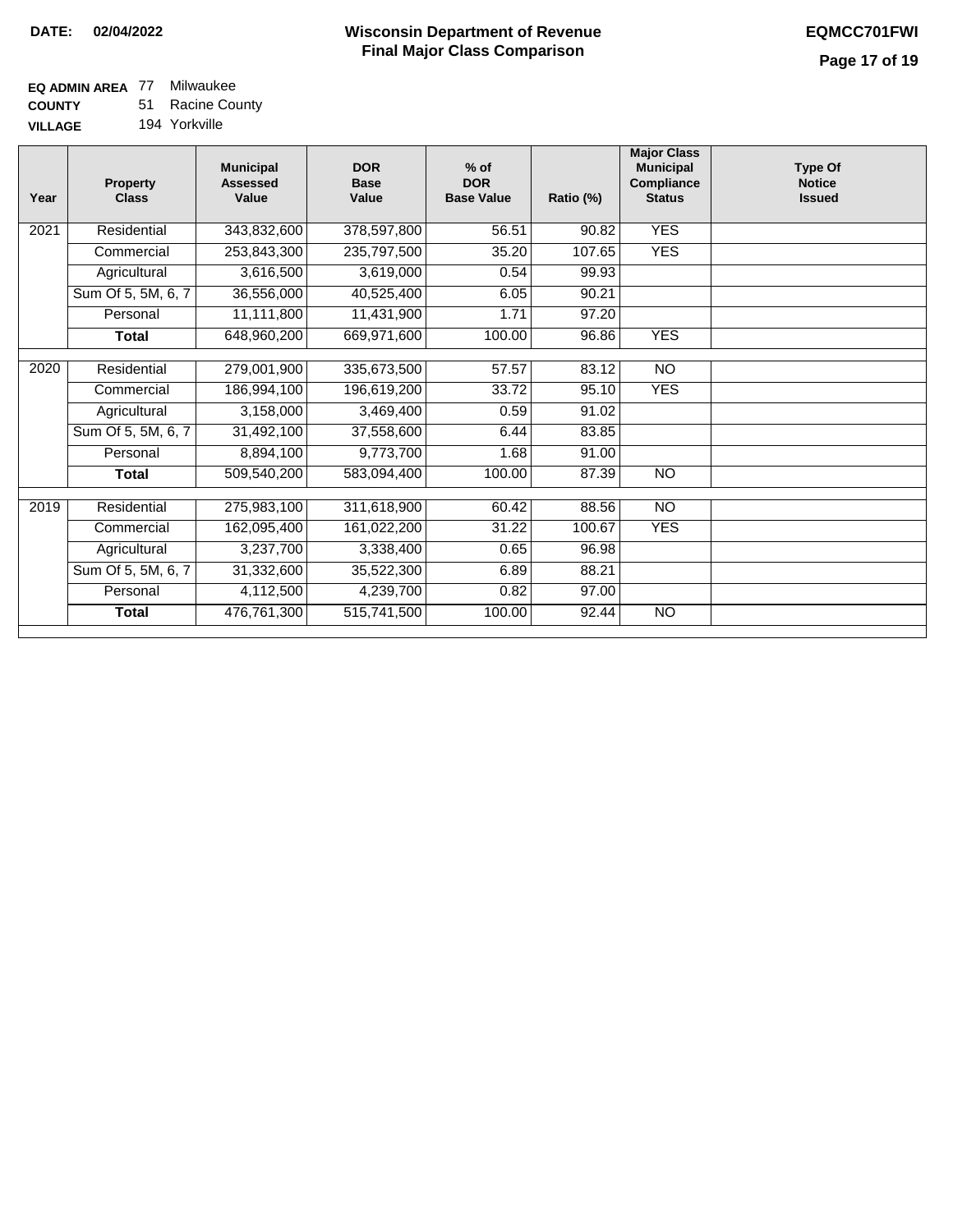**DATE:** 02/04/2022

# Wisconsin Department of Revenue
## Final Major Class Comparison

EQMCC701FWI

**EQ ADMIN AREA** 77 Milwaukee
**COUNTY** 51 Racine County
**VILLAGE** 194 Yorkville

| Year | Property Class | Municipal Assessed Value | DOR Base Value | % of DOR Base Value | Ratio (%) | Major Class Municipal Compliance Status | Type Of Notice Issued |
|---|---|---|---|---|---|---|---|
| 2021 | Residential | 343,832,600 | 378,597,800 | 56.51 | 90.82 | YES | |
| | Commercial | 253,843,300 | 235,797,500 | 35.20 | 107.65 | YES | |
| | Agricultural | 3,616,500 | 3,619,000 | 0.54 | 99.93 | | |
| | Sum Of 5, 5M, 6, 7 | 36,556,000 | 40,525,400 | 6.05 | 90.21 | | |
| | Personal | 11,111,800 | 11,431,900 | 1.71 | 97.20 | | |
| | **Total** | 648,960,200 | 669,971,600 | 100.00 | 96.86 | YES | |
| 2020 | Residential | 279,001,900 | 335,673,500 | 57.57 | 83.12 | NO | |
| | Commercial | 186,994,100 | 196,619,200 | 33.72 | 95.10 | YES | |
| | Agricultural | 3,158,000 | 3,469,400 | 0.59 | 91.02 | | |
| | Sum Of 5, 5M, 6, 7 | 31,492,100 | 37,558,600 | 6.44 | 83.85 | | |
| | Personal | 8,894,100 | 9,773,700 | 1.68 | 91.00 | | |
| | **Total** | 509,540,200 | 583,094,400 | 100.00 | 87.39 | NO | |
| 2019 | Residential | 275,983,100 | 311,618,900 | 60.42 | 88.56 | NO | |
| | Commercial | 162,095,400 | 161,022,200 | 31.22 | 100.67 | YES | |
| | Agricultural | 3,237,700 | 3,338,400 | 0.65 | 96.98 | | |
| | Sum Of 5, 5M, 6, 7 | 31,332,600 | 35,522,300 | 6.89 | 88.21 | | |
| | Personal | 4,112,500 | 4,239,700 | 0.82 | 97.00 | | |
| | **Total** | 476,761,300 | 515,741,500 | 100.00 | 92.44 | NO | |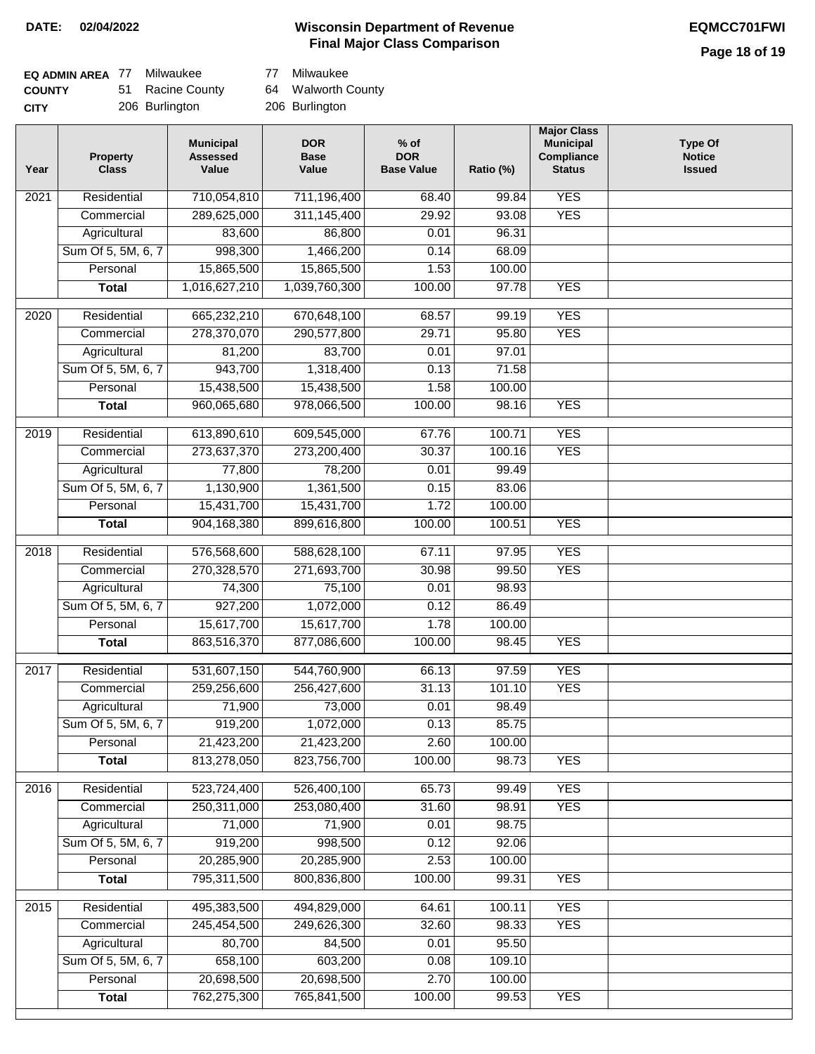**DATE: 02/04/2022**

# Wisconsin Department of Revenue
## Final Major Class Comparison

**EQMCC701FWI**

| | | | | |
|---|---|---|---|---|
| **EQ ADMIN AREA** | 77 | Milwaukee | 77 | Milwaukee |
| **COUNTY** | 51 | Racine County | 64 | Walworth County |
| **CITY** | | 206 Burlington | | 206 Burlington |

| Year | Property Class | Municipal Assessed Value | DOR Base Value | % of DOR Base Value | Ratio (%) | Major Class Municipal Compliance Status | Type Of Notice Issued |
|---|---|---|---|---|---|---|---|
| 2021 | Residential | 710,054,810 | 711,196,400 | 68.40 | 99.84 | YES | |
| | Commercial | 289,625,000 | 311,145,400 | 29.92 | 93.08 | YES | |
| | Agricultural | 83,600 | 86,800 | 0.01 | 96.31 | | |
| | Sum Of 5, 5M, 6, 7 | 998,300 | 1,466,200 | 0.14 | 68.09 | | |
| | Personal | 15,865,500 | 15,865,500 | 1.53 | 100.00 | | |
| | **Total** | 1,016,627,210 | 1,039,760,300 | 100.00 | 97.78 | YES | |
| 2020 | Residential | 665,232,210 | 670,648,100 | 68.57 | 99.19 | YES | |
| | Commercial | 278,370,070 | 290,577,800 | 29.71 | 95.80 | YES | |
| | Agricultural | 81,200 | 83,700 | 0.01 | 97.01 | | |
| | Sum Of 5, 5M, 6, 7 | 943,700 | 1,318,400 | 0.13 | 71.58 | | |
| | Personal | 15,438,500 | 15,438,500 | 1.58 | 100.00 | | |
| | **Total** | 960,065,680 | 978,066,500 | 100.00 | 98.16 | YES | |
| 2019 | Residential | 613,890,610 | 609,545,000 | 67.76 | 100.71 | YES | |
| | Commercial | 273,637,370 | 273,200,400 | 30.37 | 100.16 | YES | |
| | Agricultural | 77,800 | 78,200 | 0.01 | 99.49 | | |
| | Sum Of 5, 5M, 6, 7 | 1,130,900 | 1,361,500 | 0.15 | 83.06 | | |
| | Personal | 15,431,700 | 15,431,700 | 1.72 | 100.00 | | |
| | **Total** | 904,168,380 | 899,616,800 | 100.00 | 100.51 | YES | |
| 2018 | Residential | 576,568,600 | 588,628,100 | 67.11 | 97.95 | YES | |
| | Commercial | 270,328,570 | 271,693,700 | 30.98 | 99.50 | YES | |
| | Agricultural | 74,300 | 75,100 | 0.01 | 98.93 | | |
| | Sum Of 5, 5M, 6, 7 | 927,200 | 1,072,000 | 0.12 | 86.49 | | |
| | Personal | 15,617,700 | 15,617,700 | 1.78 | 100.00 | | |
| | **Total** | 863,516,370 | 877,086,600 | 100.00 | 98.45 | YES | |
| 2017 | Residential | 531,607,150 | 544,760,900 | 66.13 | 97.59 | YES | |
| | Commercial | 259,256,600 | 256,427,600 | 31.13 | 101.10 | YES | |
| | Agricultural | 71,900 | 73,000 | 0.01 | 98.49 | | |
| | Sum Of 5, 5M, 6, 7 | 919,200 | 1,072,000 | 0.13 | 85.75 | | |
| | Personal | 21,423,200 | 21,423,200 | 2.60 | 100.00 | | |
| | **Total** | 813,278,050 | 823,756,700 | 100.00 | 98.73 | YES | |
| 2016 | Residential | 523,724,400 | 526,400,100 | 65.73 | 99.49 | YES | |
| | Commercial | 250,311,000 | 253,080,400 | 31.60 | 98.91 | YES | |
| | Agricultural | 71,000 | 71,900 | 0.01 | 98.75 | | |
| | Sum Of 5, 5M, 6, 7 | 919,200 | 998,500 | 0.12 | 92.06 | | |
| | Personal | 20,285,900 | 20,285,900 | 2.53 | 100.00 | | |
| | **Total** | 795,311,500 | 800,836,800 | 100.00 | 99.31 | YES | |
| 2015 | Residential | 495,383,500 | 494,829,000 | 64.61 | 100.11 | YES | |
| | Commercial | 245,454,500 | 249,626,300 | 32.60 | 98.33 | YES | |
| | Agricultural | 80,700 | 84,500 | 0.01 | 95.50 | | |
| | Sum Of 5, 5M, 6, 7 | 658,100 | 603,200 | 0.08 | 109.10 | | |
| | Personal | 20,698,500 | 20,698,500 | 2.70 | 100.00 | | |
| | **Total** | 762,275,300 | 765,841,500 | 100.00 | 99.53 | YES | |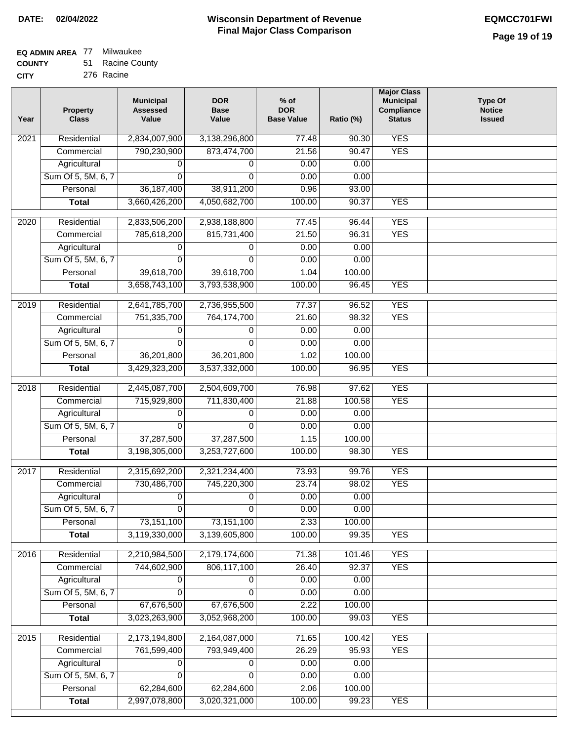# Wisconsin Department of Revenue Final Major Class Comparison

**DATE:** 02/04/2022

**EQMCC701FWI**

**EQ ADMIN AREA** 77 Milwaukee
**COUNTY** 51 Racine County
**CITY** 276 Racine

| Year | Property Class | Municipal Assessed Value | DOR Base Value | % of DOR Base Value | Ratio (%) | Major Class Municipal Compliance Status | Type Of Notice Issued |
|---|---|---|---|---|---|---|---|
| 2021 | Residential | 2,834,007,900 | 3,138,296,800 | 77.48 | 90.30 | YES | |
| | Commercial | 790,230,900 | 873,474,700 | 21.56 | 90.47 | YES | |
| | Agricultural | 0 | 0 | 0.00 | 0.00 | | |
| | Sum Of 5, 5M, 6, 7 | 0 | 0 | 0.00 | 0.00 | | |
| | Personal | 36,187,400 | 38,911,200 | 0.96 | 93.00 | | |
| | **Total** | 3,660,426,200 | 4,050,682,700 | 100.00 | 90.37 | YES | |
| 2020 | Residential | 2,833,506,200 | 2,938,188,800 | 77.45 | 96.44 | YES | |
| | Commercial | 785,618,200 | 815,731,400 | 21.50 | 96.31 | YES | |
| | Agricultural | 0 | 0 | 0.00 | 0.00 | | |
| | Sum Of 5, 5M, 6, 7 | 0 | 0 | 0.00 | 0.00 | | |
| | Personal | 39,618,700 | 39,618,700 | 1.04 | 100.00 | | |
| | **Total** | 3,658,743,100 | 3,793,538,900 | 100.00 | 96.45 | YES | |
| 2019 | Residential | 2,641,785,700 | 2,736,955,500 | 77.37 | 96.52 | YES | |
| | Commercial | 751,335,700 | 764,174,700 | 21.60 | 98.32 | YES | |
| | Agricultural | 0 | 0 | 0.00 | 0.00 | | |
| | Sum Of 5, 5M, 6, 7 | 0 | 0 | 0.00 | 0.00 | | |
| | Personal | 36,201,800 | 36,201,800 | 1.02 | 100.00 | | |
| | **Total** | 3,429,323,200 | 3,537,332,000 | 100.00 | 96.95 | YES | |
| 2018 | Residential | 2,445,087,700 | 2,504,609,700 | 76.98 | 97.62 | YES | |
| | Commercial | 715,929,800 | 711,830,400 | 21.88 | 100.58 | YES | |
| | Agricultural | 0 | 0 | 0.00 | 0.00 | | |
| | Sum Of 5, 5M, 6, 7 | 0 | 0 | 0.00 | 0.00 | | |
| | Personal | 37,287,500 | 37,287,500 | 1.15 | 100.00 | | |
| | **Total** | 3,198,305,000 | 3,253,727,600 | 100.00 | 98.30 | YES | |
| 2017 | Residential | 2,315,692,200 | 2,321,234,400 | 73.93 | 99.76 | YES | |
| | Commercial | 730,486,700 | 745,220,300 | 23.74 | 98.02 | YES | |
| | Agricultural | 0 | 0 | 0.00 | 0.00 | | |
| | Sum Of 5, 5M, 6, 7 | 0 | 0 | 0.00 | 0.00 | | |
| | Personal | 73,151,100 | 73,151,100 | 2.33 | 100.00 | | |
| | **Total** | 3,119,330,000 | 3,139,605,800 | 100.00 | 99.35 | YES | |
| 2016 | Residential | 2,210,984,500 | 2,179,174,600 | 71.38 | 101.46 | YES | |
| | Commercial | 744,602,900 | 806,117,100 | 26.40 | 92.37 | YES | |
| | Agricultural | 0 | 0 | 0.00 | 0.00 | | |
| | Sum Of 5, 5M, 6, 7 | 0 | 0 | 0.00 | 0.00 | | |
| | Personal | 67,676,500 | 67,676,500 | 2.22 | 100.00 | | |
| | **Total** | 3,023,263,900 | 3,052,968,200 | 100.00 | 99.03 | YES | |
| 2015 | Residential | 2,173,194,800 | 2,164,087,000 | 71.65 | 100.42 | YES | |
| | Commercial | 761,599,400 | 793,949,400 | 26.29 | 95.93 | YES | |
| | Agricultural | 0 | 0 | 0.00 | 0.00 | | |
| | Sum Of 5, 5M, 6, 7 | 0 | 0 | 0.00 | 0.00 | | |
| | Personal | 62,284,600 | 62,284,600 | 2.06 | 100.00 | | |
| | **Total** | 2,997,078,800 | 3,020,321,000 | 100.00 | 99.23 | YES | |